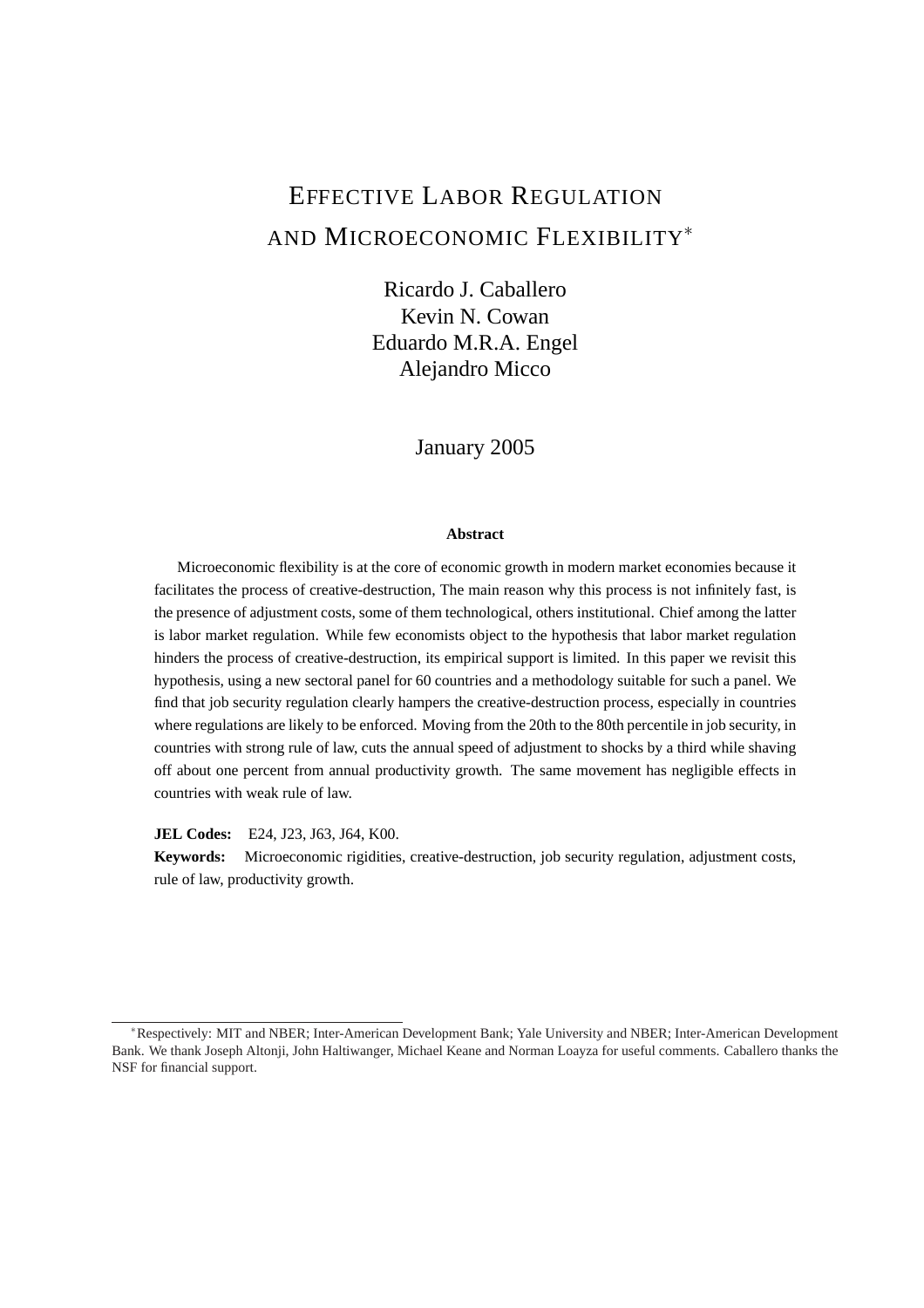# Effective Labor Regulation and Microeconomic Flexibility*

Ricardo J. Caballero
Kevin N. Cowan
Eduardo M.R.A. Engel
Alejandro Micco

January 2005

**Abstract**

Microeconomic flexibility is at the core of economic growth in modern market economies because it facilitates the process of creative-destruction, The main reason why this process is not infinitely fast, is the presence of adjustment costs, some of them technological, others institutional. Chief among the latter is labor market regulation. While few economists object to the hypothesis that labor market regulation hinders the process of creative-destruction, its empirical support is limited. In this paper we revisit this hypothesis, using a new sectoral panel for 60 countries and a methodology suitable for such a panel. We find that job security regulation clearly hampers the creative-destruction process, especially in countries where regulations are likely to be enforced. Moving from the 20th to the 80th percentile in job security, in countries with strong rule of law, cuts the annual speed of adjustment to shocks by a third while shaving off about one percent from annual productivity growth. The same movement has negligible effects in countries with weak rule of law.

**JEL Codes:** E24, J23, J63, J64, K00.

**Keywords:** Microeconomic rigidities, creative-destruction, job security regulation, adjustment costs, rule of law, productivity growth.

---

*Respectively: MIT and NBER; Inter-American Development Bank; Yale University and NBER; Inter-American Development Bank. We thank Joseph Altonji, John Haltiwanger, Michael Keane and Norman Loayza for useful comments. Caballero thanks the NSF for financial support.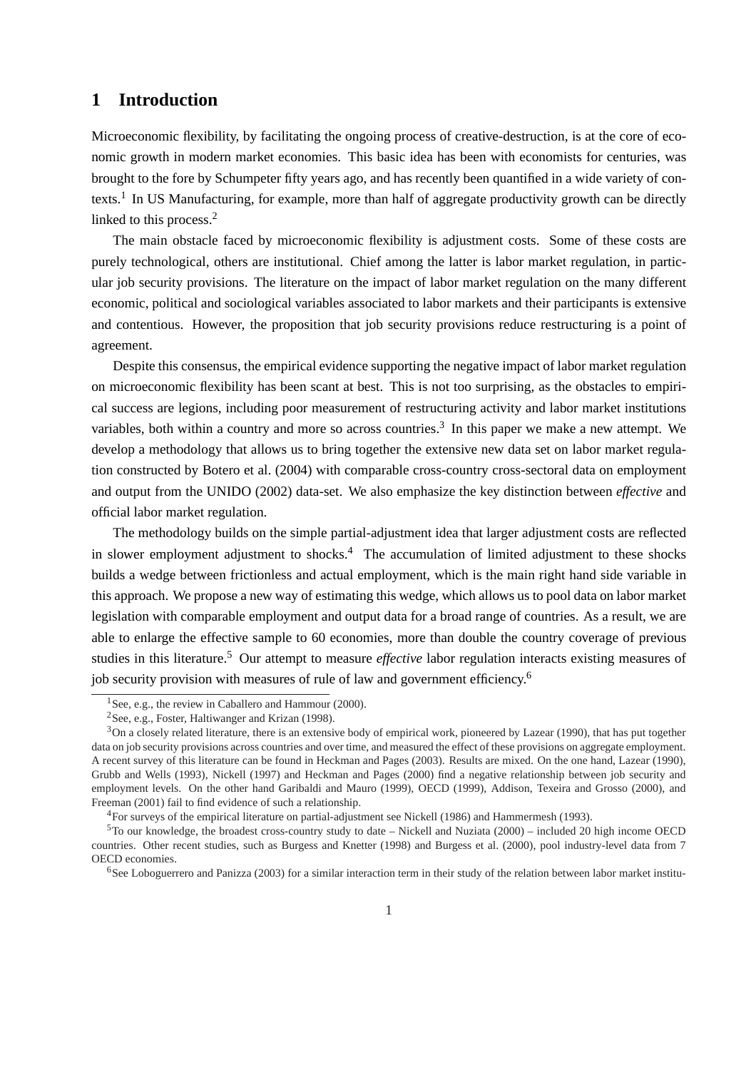# 1 Introduction

Microeconomic flexibility, by facilitating the ongoing process of creative-destruction, is at the core of economic growth in modern market economies. This basic idea has been with economists for centuries, was brought to the fore by Schumpeter fifty years ago, and has recently been quantified in a wide variety of contexts.[1] In US Manufacturing, for example, more than half of aggregate productivity growth can be directly linked to this process.[2]

The main obstacle faced by microeconomic flexibility is adjustment costs. Some of these costs are purely technological, others are institutional. Chief among the latter is labor market regulation, in particular job security provisions. The literature on the impact of labor market regulation on the many different economic, political and sociological variables associated to labor markets and their participants is extensive and contentious. However, the proposition that job security provisions reduce restructuring is a point of agreement.

Despite this consensus, the empirical evidence supporting the negative impact of labor market regulation on microeconomic flexibility has been scant at best. This is not too surprising, as the obstacles to empirical success are legions, including poor measurement of restructuring activity and labor market institutions variables, both within a country and more so across countries.[3] In this paper we make a new attempt. We develop a methodology that allows us to bring together the extensive new data set on labor market regulation constructed by Botero et al. (2004) with comparable cross-country cross-sectoral data on employment and output from the UNIDO (2002) data-set. We also emphasize the key distinction between *effective* and official labor market regulation.

The methodology builds on the simple partial-adjustment idea that larger adjustment costs are reflected in slower employment adjustment to shocks.[4] The accumulation of limited adjustment to these shocks builds a wedge between frictionless and actual employment, which is the main right hand side variable in this approach. We propose a new way of estimating this wedge, which allows us to pool data on labor market legislation with comparable employment and output data for a broad range of countries. As a result, we are able to enlarge the effective sample to 60 economies, more than double the country coverage of previous studies in this literature.[5] Our attempt to measure *effective* labor regulation interacts existing measures of job security provision with measures of rule of law and government efficiency.[6]

---

[1] See, e.g., the review in Caballero and Hammour (2000).

[2] See, e.g., Foster, Haltiwanger and Krizan (1998).

[3] On a closely related literature, there is an extensive body of empirical work, pioneered by Lazear (1990), that has put together data on job security provisions across countries and over time, and measured the effect of these provisions on aggregate employment. A recent survey of this literature can be found in Heckman and Pages (2003). Results are mixed. On the one hand, Lazear (1990), Grubb and Wells (1993), Nickell (1997) and Heckman and Pages (2000) find a negative relationship between job security and employment levels. On the other hand Garibaldi and Mauro (1999), OECD (1999), Addison, Texeira and Grosso (2000), and Freeman (2001) fail to find evidence of such a relationship.

[4] For surveys of the empirical literature on partial-adjustment see Nickell (1986) and Hammermesh (1993).

[5] To our knowledge, the broadest cross-country study to date – Nickell and Nuziata (2000) – included 20 high income OECD countries. Other recent studies, such as Burgess and Knetter (1998) and Burgess et al. (2000), pool industry-level data from 7 OECD economies.

[6] See Loboguerrero and Panizza (2003) for a similar interaction term in their study of the relation between labor market institu-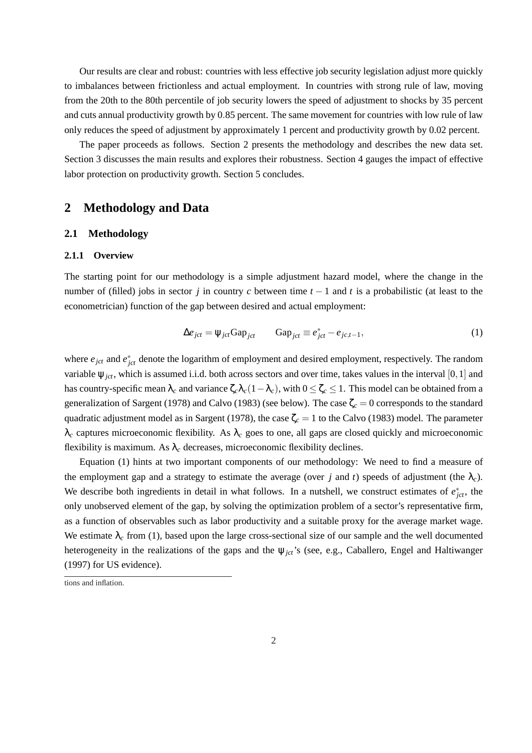Our results are clear and robust: countries with less effective job security legislation adjust more quickly to imbalances between frictionless and actual employment. In countries with strong rule of law, moving from the 20th to the 80th percentile of job security lowers the speed of adjustment to shocks by 35 percent and cuts annual productivity growth by 0.85 percent. The same movement for countries with low rule of law only reduces the speed of adjustment by approximately 1 percent and productivity growth by 0.02 percent.

The paper proceeds as follows. Section 2 presents the methodology and describes the new data set. Section 3 discusses the main results and explores their robustness. Section 4 gauges the impact of effective labor protection on productivity growth. Section 5 concludes.

## 2 Methodology and Data

### 2.1 Methodology

#### 2.1.1 Overview

The starting point for our methodology is a simple adjustment hazard model, where the change in the number of (filled) jobs in sector $j$ in country $c$ between time $t-1$ and $t$ is a probabilistic (at least to the econometrician) function of the gap between desired and actual employment:

$$\Delta e_{jct} = \psi_{jct}\text{Gap}_{jct} \qquad \text{Gap}_{jct} \equiv e^{*}_{jct} - e_{jc,t-1}, \tag{1}$$

where $e_{jct}$ and $e^{*}_{jct}$ denote the logarithm of employment and desired employment, respectively. The random variable $\psi_{jct}$, which is assumed i.i.d. both across sectors and over time, takes values in the interval $[0,1]$ and has country-specific mean $\lambda_c$ and variance $\zeta_c\lambda_c(1-\lambda_c)$, with $0 \leq \zeta_c \leq 1$. This model can be obtained from a generalization of Sargent (1978) and Calvo (1983) (see below). The case $\zeta_c = 0$ corresponds to the standard quadratic adjustment model as in Sargent (1978), the case $\zeta_c = 1$ to the Calvo (1983) model. The parameter $\lambda_c$ captures microeconomic flexibility. As $\lambda_c$ goes to one, all gaps are closed quickly and microeconomic flexibility is maximum. As $\lambda_c$ decreases, microeconomic flexibility declines.

Equation (1) hints at two important components of our methodology: We need to find a measure of the employment gap and a strategy to estimate the average (over $j$ and $t$) speeds of adjustment (the $\lambda_c$). We describe both ingredients in detail in what follows. In a nutshell, we construct estimates of $e^{*}_{jct}$, the only unobserved element of the gap, by solving the optimization problem of a sector's representative firm, as a function of observables such as labor productivity and a suitable proxy for the average market wage. We estimate $\lambda_c$ from (1), based upon the large cross-sectional size of our sample and the well documented heterogeneity in the realizations of the gaps and the $\psi_{jct}$'s (see, e.g., Caballero, Engel and Haltiwanger (1997) for US evidence).

tions and inflation.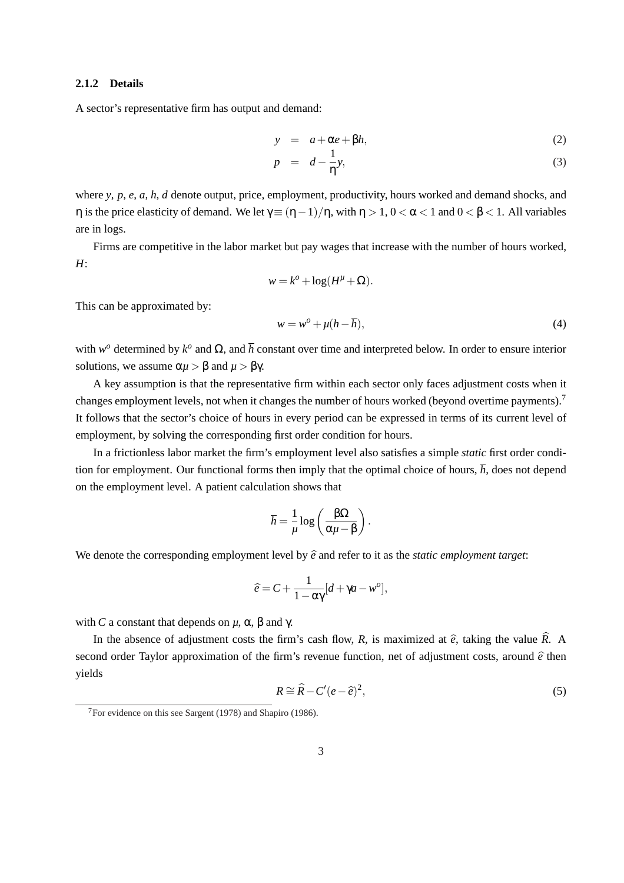#### 2.1.2 Details

A sector's representative firm has output and demand:

$$y = a + \alpha e + \beta h, \tag{2}$$

$$p = d - \frac{1}{\eta} y, \tag{3}$$

where $y$, $p$, $e$, $a$, $h$, $d$ denote output, price, employment, productivity, hours worked and demand shocks, and $\eta$ is the price elasticity of demand. We let $\gamma \equiv (\eta - 1)/\eta$, with $\eta > 1$, $0 < \alpha < 1$ and $0 < \beta < 1$. All variables are in logs.

Firms are competitive in the labor market but pay wages that increase with the number of hours worked, $H$:

$$w = k^o + \log(H^\mu + \Omega).$$

This can be approximated by:

$$w = w^o + \mu(h - \overline{h}), \tag{4}$$

with $w^o$ determined by $k^o$ and $\Omega$, and $\overline{h}$ constant over time and interpreted below. In order to ensure interior solutions, we assume $\alpha\mu > \beta$ and $\mu > \beta\gamma$.

A key assumption is that the representative firm within each sector only faces adjustment costs when it changes employment levels, not when it changes the number of hours worked (beyond overtime payments).[7] It follows that the sector's choice of hours in every period can be expressed in terms of its current level of employment, by solving the corresponding first order condition for hours.

In a frictionless labor market the firm's employment level also satisfies a simple *static* first order condition for employment. Our functional forms then imply that the optimal choice of hours, $\overline{h}$, does not depend on the employment level. A patient calculation shows that

$$\overline{h} = \frac{1}{\mu} \log\left(\frac{\beta\Omega}{\alpha\mu - \beta}\right).$$

We denote the corresponding employment level by $\widehat{e}$ and refer to it as the *static employment target*:

$$\widehat{e} = C + \frac{1}{1 - \alpha\gamma}[d + \gamma a - w^o],$$

with $C$ a constant that depends on $\mu$, $\alpha$, $\beta$ and $\gamma$.

In the absence of adjustment costs the firm's cash flow, $R$, is maximized at $\widehat{e}$, taking the value $\widehat{R}$. A second order Taylor approximation of the firm's revenue function, net of adjustment costs, around $\widehat{e}$ then yields

$$R \cong \widehat{R} - C'(e - \widehat{e})^2, \tag{5}$$

[7] For evidence on this see Sargent (1978) and Shapiro (1986).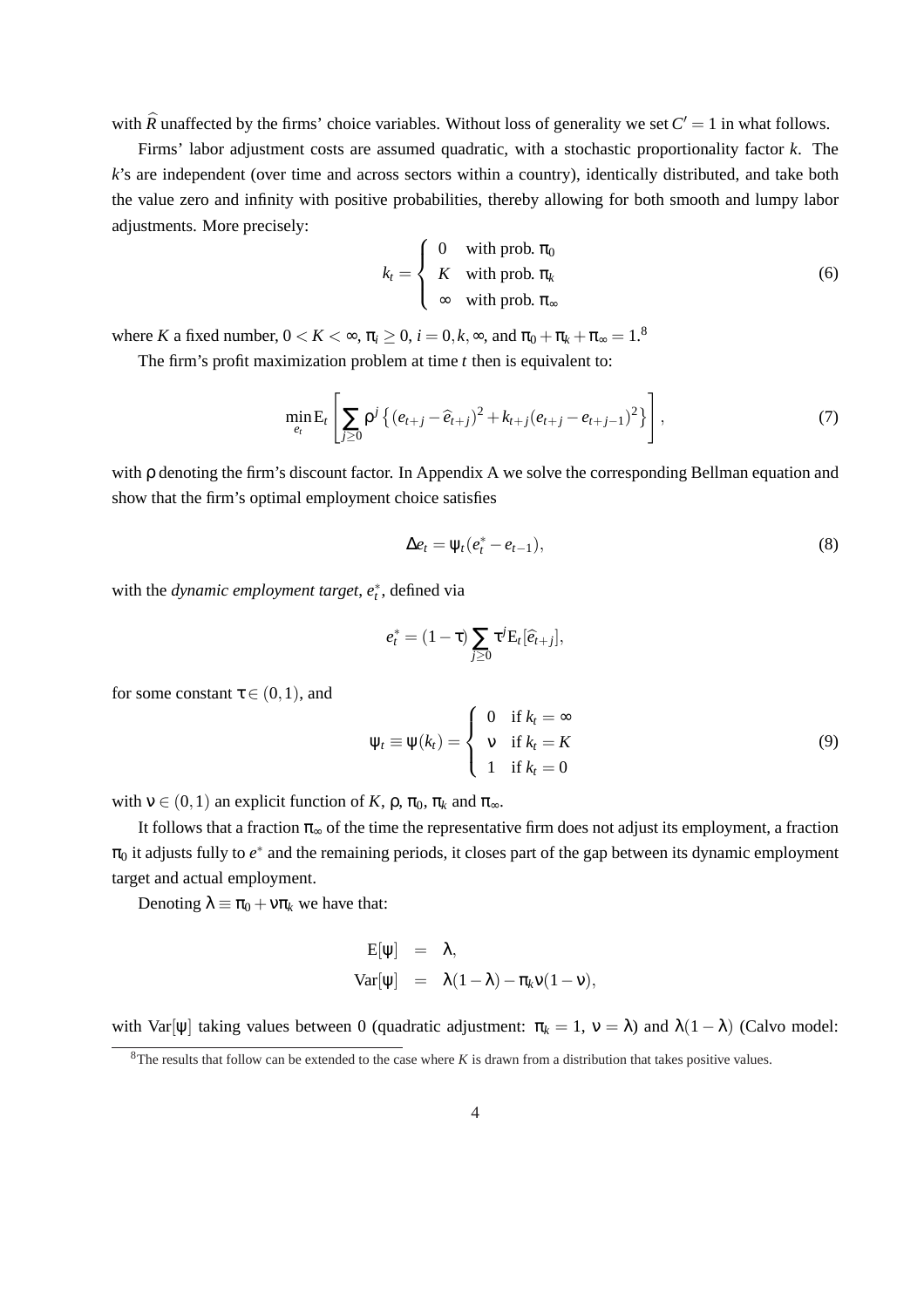with $\widehat{R}$ unaffected by the firms' choice variables. Without loss of generality we set $C' = 1$ in what follows.

Firms' labor adjustment costs are assumed quadratic, with a stochastic proportionality factor $k$. The $k$'s are independent (over time and across sectors within a country), identically distributed, and take both the value zero and infinity with positive probabilities, thereby allowing for both smooth and lumpy labor adjustments. More precisely:

$$k_t = \begin{cases} 0 & \text{with prob. } \pi_0 \\ K & \text{with prob. } \pi_k \\ \infty & \text{with prob. } \pi_\infty \end{cases} \tag{6}$$

where $K$ a fixed number, $0 < K < \infty$, $\pi_i \geq 0$, $i = 0, k, \infty$, and $\pi_0 + \pi_k + \pi_\infty = 1$.[8]

The firm's profit maximization problem at time $t$ then is equivalent to:

$$\min_{e_t} \mathrm{E}_t \left[ \sum_{j \geq 0} \rho^j \left\{ (e_{t+j} - \widehat{e}_{t+j})^2 + k_{t+j}(e_{t+j} - e_{t+j-1})^2 \right\} \right], \tag{7}$$

with $\rho$ denoting the firm's discount factor. In Appendix A we solve the corresponding Bellman equation and show that the firm's optimal employment choice satisfies

$$\Delta e_t = \psi_t (e_t^* - e_{t-1}), \tag{8}$$

with the *dynamic employment target*, $e_t^*$, defined via

$$e_t^* = (1 - \tau) \sum_{j \geq 0} \tau^j \mathrm{E}_t[\widehat{e}_{t+j}],$$

for some constant $\tau \in (0, 1)$, and

$$\psi_t \equiv \psi(k_t) = \begin{cases} 0 & \text{if } k_t = \infty \\ \nu & \text{if } k_t = K \\ 1 & \text{if } k_t = 0 \end{cases} \tag{9}$$

with $\nu \in (0, 1)$ an explicit function of $K$, $\rho$, $\pi_0$, $\pi_k$ and $\pi_\infty$.

It follows that a fraction $\pi_\infty$ of the time the representative firm does not adjust its employment, a fraction $\pi_0$ it adjusts fully to $e^*$ and the remaining periods, it closes part of the gap between its dynamic employment target and actual employment.

Denoting $\lambda \equiv \pi_0 + \nu \pi_k$ we have that:

$$\begin{aligned} \mathrm{E}[\psi] &= \lambda, \\ \mathrm{Var}[\psi] &= \lambda(1 - \lambda) - \pi_k \nu (1 - \nu), \end{aligned}$$

with $\mathrm{Var}[\psi]$ taking values between 0 (quadratic adjustment: $\pi_k = 1$, $\nu = \lambda$) and $\lambda(1 - \lambda)$ (Calvo model:

[8] The results that follow can be extended to the case where $K$ is drawn from a distribution that takes positive values.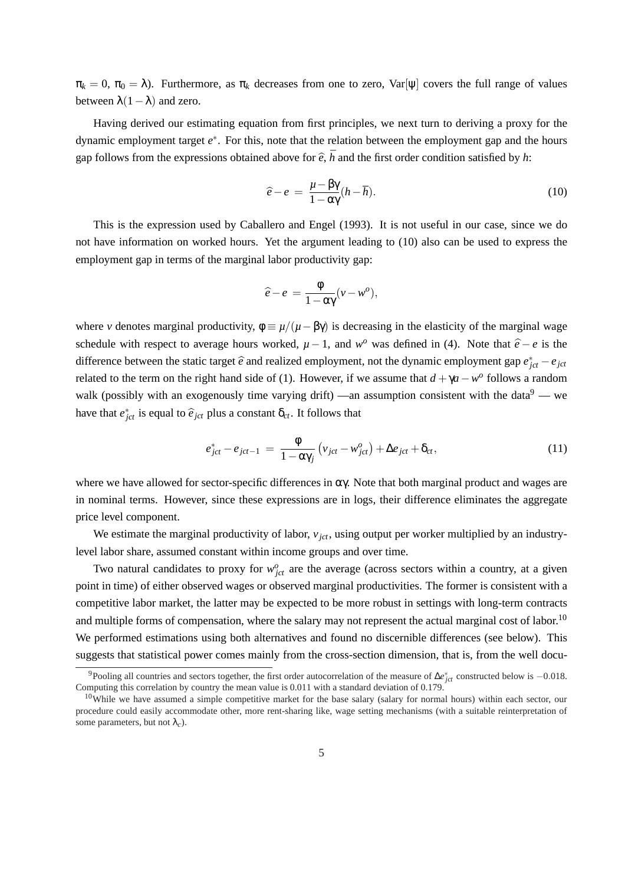$\pi_k = 0$, $\pi_0 = \lambda$). Furthermore, as $\pi_k$ decreases from one to zero, Var$[\psi]$ covers the full range of values between $\lambda(1-\lambda)$ and zero.

Having derived our estimating equation from first principles, we next turn to deriving a proxy for the dynamic employment target $e^*$. For this, note that the relation between the employment gap and the hours gap follows from the expressions obtained above for $\hat{e}$, $\bar{h}$ and the first order condition satisfied by $h$:

$$\hat{e} - e = \frac{\mu - \beta\gamma}{1 - \alpha\gamma}(h - \bar{h}). \tag{10}$$

This is the expression used by Caballero and Engel (1993). It is not useful in our case, since we do not have information on worked hours. Yet the argument leading to (10) also can be used to express the employment gap in terms of the marginal labor productivity gap:

$$\hat{e} - e = \frac{\phi}{1 - \alpha\gamma}(v - w^o),$$

where $v$ denotes marginal productivity, $\phi \equiv \mu/(\mu - \beta\gamma)$ is decreasing in the elasticity of the marginal wage schedule with respect to average hours worked, $\mu - 1$, and $w^o$ was defined in (4). Note that $\hat{e} - e$ is the difference between the static target $\hat{e}$ and realized employment, not the dynamic employment gap $e^*_{jct} - e_{jct}$ related to the term on the right hand side of (1). However, if we assume that $d + \gamma a - w^o$ follows a random walk (possibly with an exogenously time varying drift) —an assumption consistent with the data[9] — we have that $e^*_{jct}$ is equal to $\hat{e}_{jct}$ plus a constant $\delta_{ct}$. It follows that

$$e^*_{jct} - e_{jct-1} = \frac{\phi}{1 - \alpha\gamma_j}\left(v_{jct} - w^o_{jct}\right) + \Delta e_{jct} + \delta_{ct}, \tag{11}$$

where we have allowed for sector-specific differences in $\alpha\gamma$. Note that both marginal product and wages are in nominal terms. However, since these expressions are in logs, their difference eliminates the aggregate price level component.

We estimate the marginal productivity of labor, $v_{jct}$, using output per worker multiplied by an industry-level labor share, assumed constant within income groups and over time.

Two natural candidates to proxy for $w^o_{jct}$ are the average (across sectors within a country, at a given point in time) of either observed wages or observed marginal productivities. The former is consistent with a competitive labor market, the latter may be expected to be more robust in settings with long-term contracts and multiple forms of compensation, where the salary may not represent the actual marginal cost of labor.[10] We performed estimations using both alternatives and found no discernible differences (see below). This suggests that statistical power comes mainly from the cross-section dimension, that is, from the well docu-

[9] Pooling all countries and sectors together, the first order autocorrelation of the measure of $\Delta e^*_{jct}$ constructed below is $-0.018$. Computing this correlation by country the mean value is 0.011 with a standard deviation of 0.179.

[10] While we have assumed a simple competitive market for the base salary (salary for normal hours) within each sector, our procedure could easily accommodate other, more rent-sharing like, wage setting mechanisms (with a suitable reinterpretation of some parameters, but not $\lambda_c$).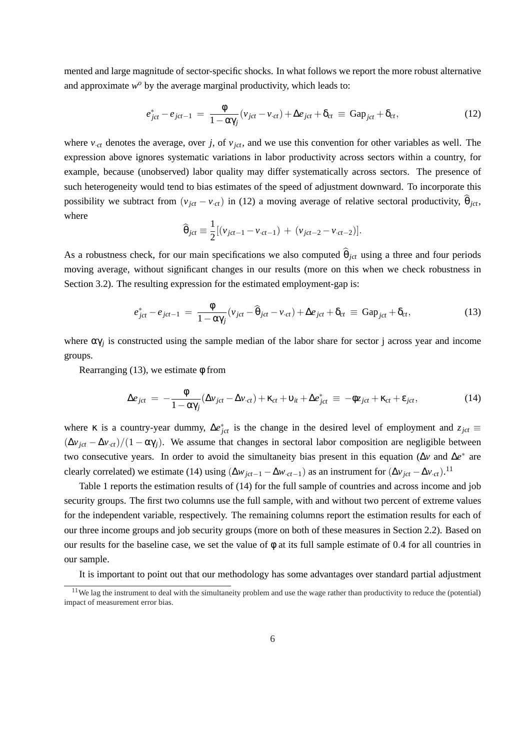mented and large magnitude of sector-specific shocks. In what follows we report the more robust alternative and approximate $w^o$ by the average marginal productivity, which leads to:

$$e^*_{jct} - e_{jct-1} \;=\; \frac{\phi}{1-\alpha\gamma_j}(v_{jct} - v_{\cdot ct}) + \Delta e_{jct} + \delta_{ct} \;\equiv\; \text{Gap}_{jct} + \delta_{ct}, \tag{12}$$

where $v_{\cdot ct}$ denotes the average, over $j$, of $v_{jct}$, and we use this convention for other variables as well. The expression above ignores systematic variations in labor productivity across sectors within a country, for example, because (unobserved) labor quality may differ systematically across sectors. The presence of such heterogeneity would tend to bias estimates of the speed of adjustment downward. To incorporate this possibility we subtract from $(v_{jct} - v_{\cdot ct})$ in (12) a moving average of relative sectoral productivity, $\widehat{\theta}_{jct}$, where

$$\widehat{\theta}_{jct} \equiv \frac{1}{2}[(v_{jct-1} - v_{\cdot ct-1}) \;+\; (v_{jct-2} - v_{\cdot ct-2})].$$

As a robustness check, for our main specifications we also computed $\widehat{\theta}_{jct}$ using a three and four periods moving average, without significant changes in our results (more on this when we check robustness in Section 3.2). The resulting expression for the estimated employment-gap is:

$$e^*_{jct} - e_{jct-1} \;=\; \frac{\phi}{1-\alpha\gamma_j}(v_{jct} - \widehat{\theta}_{jct} - v_{\cdot ct}) + \Delta e_{jct} + \delta_{ct} \;\equiv\; \text{Gap}_{jct} + \delta_{ct}, \tag{13}$$

where $\alpha\gamma_j$ is constructed using the sample median of the labor share for sector j across year and income groups.

Rearranging (13), we estimate $\phi$ from

$$\Delta e_{jct} \;=\; -\frac{\phi}{1-\alpha\gamma_j}(\Delta v_{jct} - \Delta v_{\cdot ct}) + \kappa_{ct} + \upsilon_{it} + \Delta e^*_{jct} \;\equiv\; -\phi z_{jct} + \kappa_{ct} + \varepsilon_{jct}, \tag{14}$$

where $\kappa$ is a country-year dummy, $\Delta e^*_{jct}$ is the change in the desired level of employment and $z_{jct} \equiv (\Delta v_{jct} - \Delta v_{\cdot ct})/(1-\alpha\gamma_j)$. We assume that changes in sectoral labor composition are negligible between two consecutive years. In order to avoid the simultaneity bias present in this equation ($\Delta v$ and $\Delta e^*$ are clearly correlated) we estimate (14) using $(\Delta w_{jct-1} - \Delta w_{\cdot ct-1})$ as an instrument for $(\Delta v_{jct} - \Delta v_{\cdot ct})$.[11]

Table 1 reports the estimation results of (14) for the full sample of countries and across income and job security groups. The first two columns use the full sample, with and without two percent of extreme values for the independent variable, respectively. The remaining columns report the estimation results for each of our three income groups and job security groups (more on both of these measures in Section 2.2). Based on our results for the baseline case, we set the value of $\phi$ at its full sample estimate of 0.4 for all countries in our sample.

It is important to point out that our methodology has some advantages over standard partial adjustment

[11] We lag the instrument to deal with the simultaneity problem and use the wage rather than productivity to reduce the (potential) impact of measurement error bias.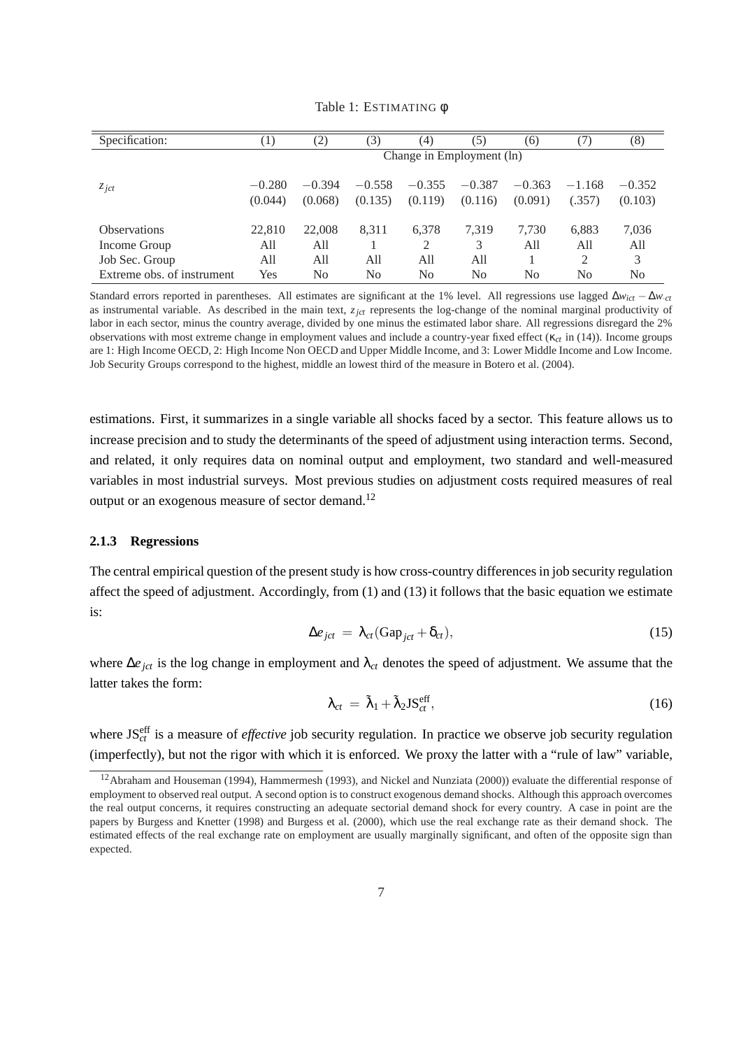Table 1: ESTIMATING $\phi$

| Specification: | (1) | (2) | (3) | (4) | (5) | (6) | (7) | (8) |
|---|---|---|---|---|---|---|---|---|
| | Change in Employment (ln) | | | | | | | |
| $z_{jct}$ | $-0.280$ | $-0.394$ | $-0.558$ | $-0.355$ | $-0.387$ | $-0.363$ | $-1.168$ | $-0.352$ |
| | (0.044) | (0.068) | (0.135) | (0.119) | (0.116) | (0.091) | (.357) | (0.103) |
| Observations | 22,810 | 22,008 | 8,311 | 6,378 | 7,319 | 7,730 | 6,883 | 7,036 |
| Income Group | All | All | 1 | 2 | 3 | All | All | All |
| Job Sec. Group | All | All | All | All | All | 1 | 2 | 3 |
| Extreme obs. of instrument | Yes | No | No | No | No | No | No | No |

Standard errors reported in parentheses. All estimates are significant at the 1% level. All regressions use lagged $\Delta w_{ict} - \Delta w_{\cdot ct}$ as instrumental variable. As described in the main text, $z_{jct}$ represents the log-change of the nominal marginal productivity of labor in each sector, minus the country average, divided by one minus the estimated labor share. All regressions disregard the 2% observations with most extreme change in employment values and include a country-year fixed effect ($\kappa_{ct}$ in (14)). Income groups are 1: High Income OECD, 2: High Income Non OECD and Upper Middle Income, and 3: Lower Middle Income and Low Income. Job Security Groups correspond to the highest, middle an lowest third of the measure in Botero et al. (2004).

estimations. First, it summarizes in a single variable all shocks faced by a sector. This feature allows us to increase precision and to study the determinants of the speed of adjustment using interaction terms. Second, and related, it only requires data on nominal output and employment, two standard and well-measured variables in most industrial surveys. Most previous studies on adjustment costs required measures of real output or an exogenous measure of sector demand.[12]

### 2.1.3 Regressions

The central empirical question of the present study is how cross-country differences in job security regulation affect the speed of adjustment. Accordingly, from (1) and (13) it follows that the basic equation we estimate is:

$$\Delta e_{jct} = \lambda_{ct}(\text{Gap}_{jct} + \delta_{ct}), \tag{15}$$

where $\Delta e_{jct}$ is the log change in employment and $\lambda_{ct}$ denotes the speed of adjustment. We assume that the latter takes the form:

$$\lambda_{ct} = \tilde{\lambda}_1 + \tilde{\lambda}_2 \text{JS}_{ct}^{\text{eff}}, \tag{16}$$

where $\text{JS}_{ct}^{\text{eff}}$ is a measure of *effective* job security regulation. In practice we observe job security regulation (imperfectly), but not the rigor with which it is enforced. We proxy the latter with a "rule of law" variable,

[12] Abraham and Houseman (1994), Hammermesh (1993), and Nickel and Nunziata (2000)) evaluate the differential response of employment to observed real output. A second option is to construct exogenous demand shocks. Although this approach overcomes the real output concerns, it requires constructing an adequate sectorial demand shock for every country. A case in point are the papers by Burgess and Knetter (1998) and Burgess et al. (2000), which use the real exchange rate as their demand shock. The estimated effects of the real exchange rate on employment are usually marginally significant, and often of the opposite sign than expected.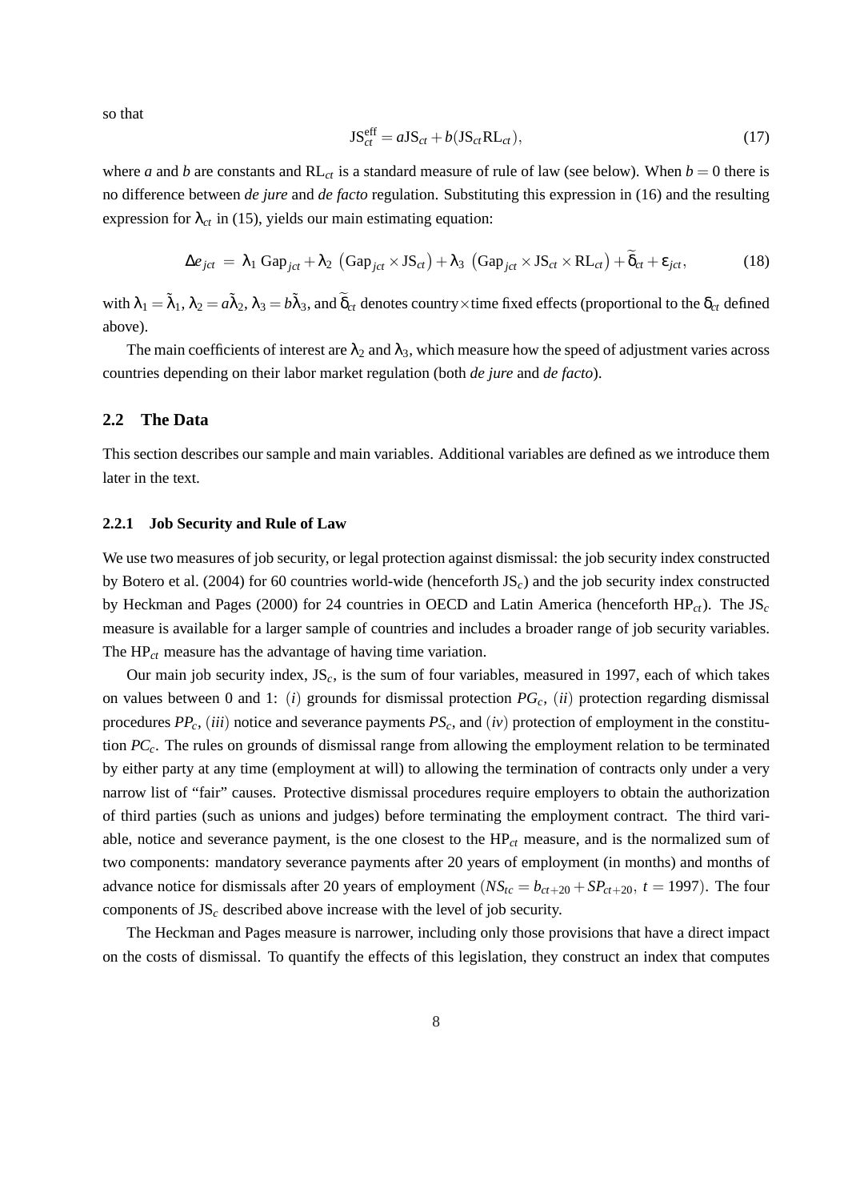so that

$$\text{JS}_{ct}^{\text{eff}} = a\text{JS}_{ct} + b(\text{JS}_{ct}\text{RL}_{ct}), \tag{17}$$

where $a$ and $b$ are constants and $\text{RL}_{ct}$ is a standard measure of rule of law (see below). When $b = 0$ there is no difference between *de jure* and *de facto* regulation. Substituting this expression in (16) and the resulting expression for $\lambda_{ct}$ in (15), yields our main estimating equation:

$$\Delta e_{jct} \;=\; \lambda_1 \,\text{Gap}_{jct} + \lambda_2 \,\left(\text{Gap}_{jct} \times \text{JS}_{ct}\right) + \lambda_3 \,\left(\text{Gap}_{jct} \times \text{JS}_{ct} \times \text{RL}_{ct}\right) + \widetilde{\delta}_{ct} + \varepsilon_{jct}, \tag{18}$$

with $\lambda_1 = \tilde{\lambda}_1$, $\lambda_2 = a\tilde{\lambda}_2$, $\lambda_3 = b\tilde{\lambda}_3$, and $\widetilde{\delta}_{ct}$ denotes country×time fixed effects (proportional to the $\delta_{ct}$ defined above).

The main coefficients of interest are $\lambda_2$ and $\lambda_3$, which measure how the speed of adjustment varies across countries depending on their labor market regulation (both *de jure* and *de facto*).

## 2.2 The Data

This section describes our sample and main variables. Additional variables are defined as we introduce them later in the text.

### 2.2.1 Job Security and Rule of Law

We use two measures of job security, or legal protection against dismissal: the job security index constructed by Botero et al. (2004) for 60 countries world-wide (henceforth $\text{JS}_c$) and the job security index constructed by Heckman and Pages (2000) for 24 countries in OECD and Latin America (henceforth $\text{HP}_{ct}$). The $\text{JS}_c$ measure is available for a larger sample of countries and includes a broader range of job security variables. The $\text{HP}_{ct}$ measure has the advantage of having time variation.

Our main job security index, $\text{JS}_c$, is the sum of four variables, measured in 1997, each of which takes on values between 0 and 1: $(i)$ grounds for dismissal protection $PG_c$, $(ii)$ protection regarding dismissal procedures $PP_c$, $(iii)$ notice and severance payments $PS_c$, and $(iv)$ protection of employment in the constitution $PC_c$. The rules on grounds of dismissal range from allowing the employment relation to be terminated by either party at any time (employment at will) to allowing the termination of contracts only under a very narrow list of "fair" causes. Protective dismissal procedures require employers to obtain the authorization of third parties (such as unions and judges) before terminating the employment contract. The third variable, notice and severance payment, is the one closest to the $\text{HP}_{ct}$ measure, and is the normalized sum of two components: mandatory severance payments after 20 years of employment (in months) and months of advance notice for dismissals after 20 years of employment $(NS_{tc} = b_{ct+20} + SP_{ct+20},\ t = 1997)$. The four components of $\text{JS}_c$ described above increase with the level of job security.

The Heckman and Pages measure is narrower, including only those provisions that have a direct impact on the costs of dismissal. To quantify the effects of this legislation, they construct an index that computes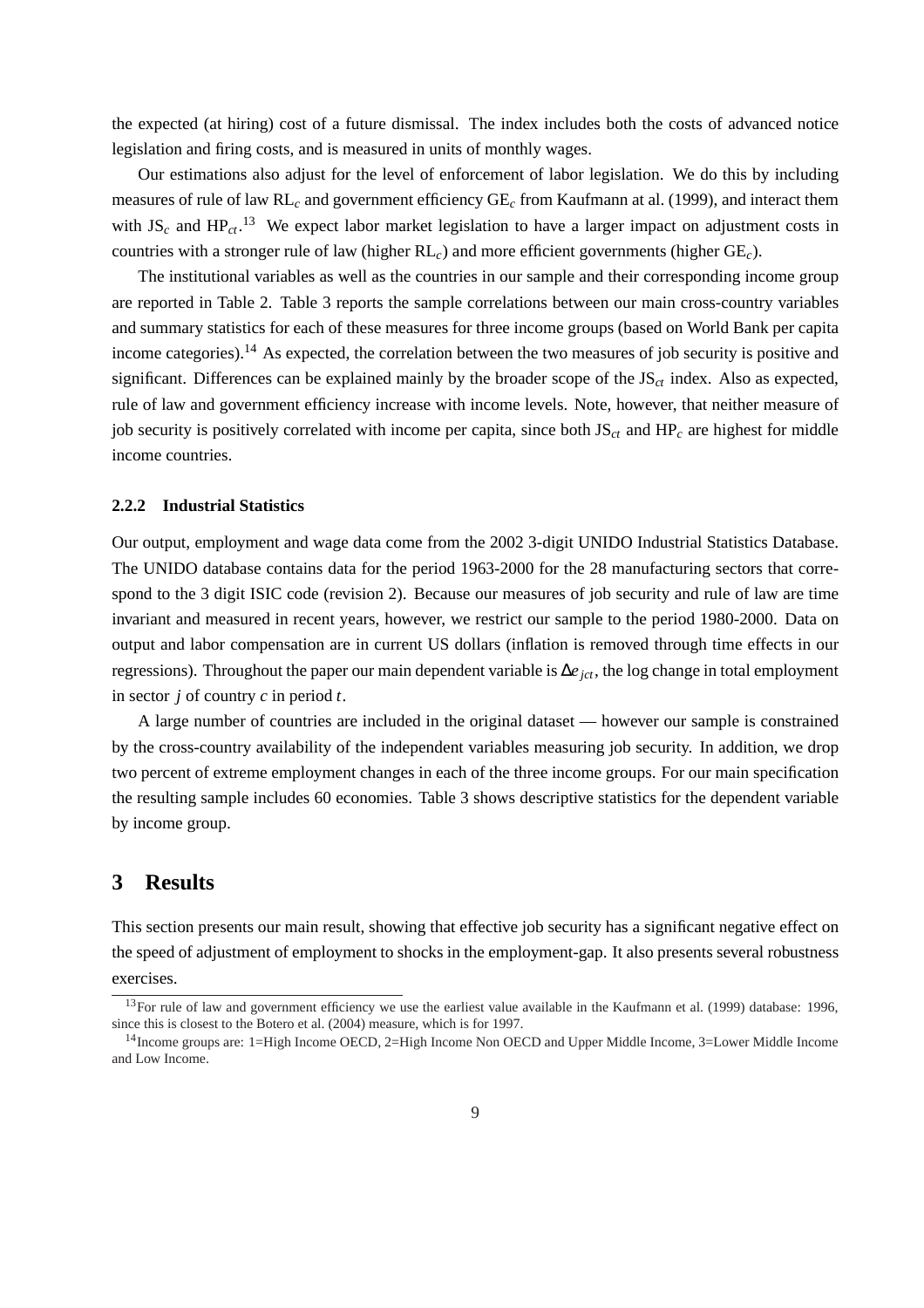the expected (at hiring) cost of a future dismissal. The index includes both the costs of advanced notice legislation and firing costs, and is measured in units of monthly wages.

Our estimations also adjust for the level of enforcement of labor legislation. We do this by including measures of rule of law $\text{RL}_c$ and government efficiency $\text{GE}_c$ from Kaufmann at al. (1999), and interact them with $\text{JS}_c$ and $\text{HP}_{ct}$.[13] We expect labor market legislation to have a larger impact on adjustment costs in countries with a stronger rule of law (higher $\text{RL}_c$) and more efficient governments (higher $\text{GE}_c$).

The institutional variables as well as the countries in our sample and their corresponding income group are reported in Table 2. Table 3 reports the sample correlations between our main cross-country variables and summary statistics for each of these measures for three income groups (based on World Bank per capita income categories).[14] As expected, the correlation between the two measures of job security is positive and significant. Differences can be explained mainly by the broader scope of the $\text{JS}_{ct}$ index. Also as expected, rule of law and government efficiency increase with income levels. Note, however, that neither measure of job security is positively correlated with income per capita, since both $\text{JS}_{ct}$ and $\text{HP}_c$ are highest for middle income countries.

### 2.2.2 Industrial Statistics

Our output, employment and wage data come from the 2002 3-digit UNIDO Industrial Statistics Database. The UNIDO database contains data for the period 1963-2000 for the 28 manufacturing sectors that correspond to the 3 digit ISIC code (revision 2). Because our measures of job security and rule of law are time invariant and measured in recent years, however, we restrict our sample to the period 1980-2000. Data on output and labor compensation are in current US dollars (inflation is removed through time effects in our regressions). Throughout the paper our main dependent variable is $\Delta e_{jct}$, the log change in total employment in sector $j$ of country $c$ in period $t$.

A large number of countries are included in the original dataset — however our sample is constrained by the cross-country availability of the independent variables measuring job security. In addition, we drop two percent of extreme employment changes in each of the three income groups. For our main specification the resulting sample includes 60 economies. Table 3 shows descriptive statistics for the dependent variable by income group.

# 3 Results

This section presents our main result, showing that effective job security has a significant negative effect on the speed of adjustment of employment to shocks in the employment-gap. It also presents several robustness exercises.

[13] For rule of law and government efficiency we use the earliest value available in the Kaufmann et al. (1999) database: 1996, since this is closest to the Botero et al. (2004) measure, which is for 1997.

[14] Income groups are: 1=High Income OECD, 2=High Income Non OECD and Upper Middle Income, 3=Lower Middle Income and Low Income.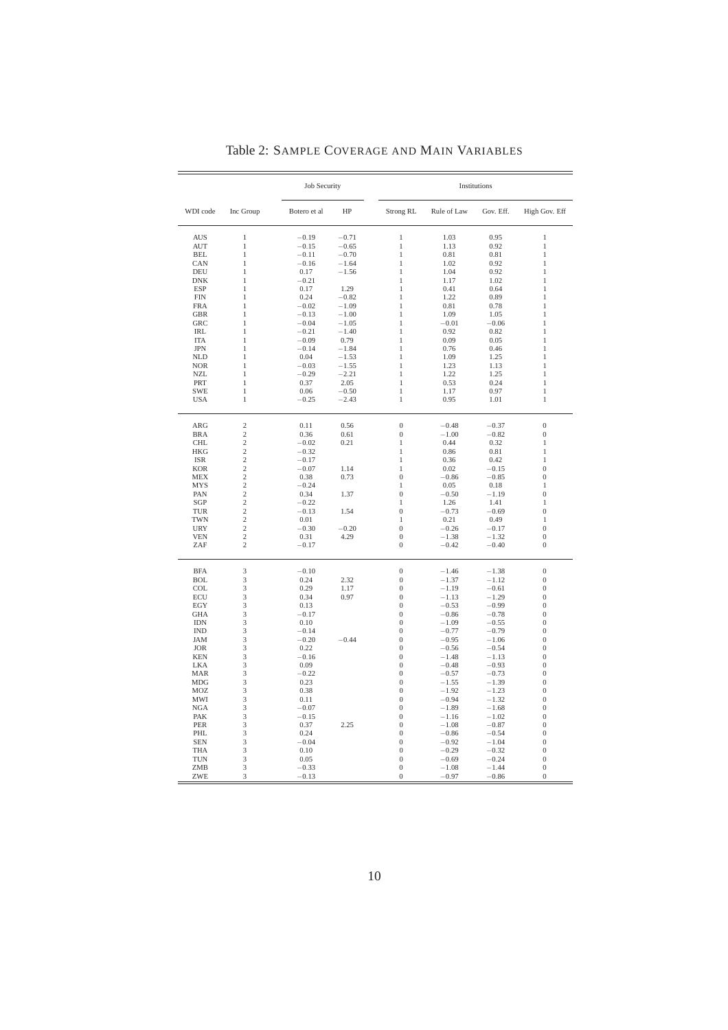# Table 2: Sample Coverage and Main Variables

| WDI code | Inc Group | Job Security | | Institutions | | | |
|---|---|---|---|---|---|---|---|
| | | Botero et al | HP | Strong RL | Rule of Law | Gov. Eff. | High Gov. Eff |
| AUS | 1 | −0.19 | −0.71 | 1 | 1.03 | 0.95 | 1 |
| AUT | 1 | −0.15 | −0.65 | 1 | 1.13 | 0.92 | 1 |
| BEL | 1 | −0.11 | −0.70 | 1 | 0.81 | 0.81 | 1 |
| CAN | 1 | −0.16 | −1.64 | 1 | 1.02 | 0.92 | 1 |
| DEU | 1 | 0.17 | −1.56 | 1 | 1.04 | 0.92 | 1 |
| DNK | 1 | −0.21 | | 1 | 1.17 | 1.02 | 1 |
| ESP | 1 | 0.17 | 1.29 | 1 | 0.41 | 0.64 | 1 |
| FIN | 1 | 0.24 | −0.82 | 1 | 1.22 | 0.89 | 1 |
| FRA | 1 | −0.02 | −1.09 | 1 | 0.81 | 0.78 | 1 |
| GBR | 1 | −0.13 | −1.00 | 1 | 1.09 | 1.05 | 1 |
| GRC | 1 | −0.04 | −1.05 | 1 | −0.01 | −0.06 | 1 |
| IRL | 1 | −0.21 | −1.40 | 1 | 0.92 | 0.82 | 1 |
| ITA | 1 | −0.09 | 0.79 | 1 | 0.09 | 0.05 | 1 |
| JPN | 1 | −0.14 | −1.84 | 1 | 0.76 | 0.46 | 1 |
| NLD | 1 | 0.04 | −1.53 | 1 | 1.09 | 1.25 | 1 |
| NOR | 1 | −0.03 | −1.55 | 1 | 1.23 | 1.13 | 1 |
| NZL | 1 | −0.29 | −2.21 | 1 | 1.22 | 1.25 | 1 |
| PRT | 1 | 0.37 | 2.05 | 1 | 0.53 | 0.24 | 1 |
| SWE | 1 | 0.06 | −0.50 | 1 | 1.17 | 0.97 | 1 |
| USA | 1 | −0.25 | −2.43 | 1 | 0.95 | 1.01 | 1 |
| ARG | 2 | 0.11 | 0.56 | 0 | −0.48 | −0.37 | 0 |
| BRA | 2 | 0.36 | 0.61 | 0 | −1.00 | −0.82 | 0 |
| CHL | 2 | −0.02 | 0.21 | 1 | 0.44 | 0.32 | 1 |
| HKG | 2 | −0.32 | | 1 | 0.86 | 0.81 | 1 |
| ISR | 2 | −0.17 | | 1 | 0.36 | 0.42 | 1 |
| KOR | 2 | −0.07 | 1.14 | 1 | 0.02 | −0.15 | 0 |
| MEX | 2 | 0.38 | 0.73 | 0 | −0.86 | −0.85 | 0 |
| MYS | 2 | −0.24 | | 1 | 0.05 | 0.18 | 1 |
| PAN | 2 | 0.34 | 1.37 | 0 | −0.50 | −1.19 | 0 |
| SGP | 2 | −0.22 | | 1 | 1.26 | 1.41 | 1 |
| TUR | 2 | −0.13 | 1.54 | 0 | −0.73 | −0.69 | 0 |
| TWN | 2 | 0.01 | | 1 | 0.21 | 0.49 | 1 |
| URY | 2 | −0.30 | −0.20 | 0 | −0.26 | −0.17 | 0 |
| VEN | 2 | 0.31 | 4.29 | 0 | −1.38 | −1.32 | 0 |
| ZAF | 2 | −0.17 | | 0 | −0.42 | −0.40 | 0 |
| BFA | 3 | −0.10 | | 0 | −1.46 | −1.38 | 0 |
| BOL | 3 | 0.24 | 2.32 | 0 | −1.37 | −1.12 | 0 |
| COL | 3 | 0.29 | 1.17 | 0 | −1.19 | −0.61 | 0 |
| ECU | 3 | 0.34 | 0.97 | 0 | −1.13 | −1.29 | 0 |
| EGY | 3 | 0.13 | | 0 | −0.53 | −0.99 | 0 |
| GHA | 3 | −0.17 | | 0 | −0.86 | −0.78 | 0 |
| IDN | 3 | 0.10 | | 0 | −1.09 | −0.55 | 0 |
| IND | 3 | −0.14 | | 0 | −0.77 | −0.79 | 0 |
| JAM | 3 | −0.20 | −0.44 | 0 | −0.95 | −1.06 | 0 |
| JOR | 3 | 0.22 | | 0 | −0.56 | −0.54 | 0 |
| KEN | 3 | −0.16 | | 0 | −1.48 | −1.13 | 0 |
| LKA | 3 | 0.09 | | 0 | −0.48 | −0.93 | 0 |
| MAR | 3 | −0.22 | | 0 | −0.57 | −0.73 | 0 |
| MDG | 3 | 0.23 | | 0 | −1.55 | −1.39 | 0 |
| MOZ | 3 | 0.38 | | 0 | −1.92 | −1.23 | 0 |
| MWI | 3 | 0.11 | | 0 | −0.94 | −1.32 | 0 |
| NGA | 3 | −0.07 | | 0 | −1.89 | −1.68 | 0 |
| PAK | 3 | −0.15 | | 0 | −1.16 | −1.02 | 0 |
| PER | 3 | 0.37 | 2.25 | 0 | −1.08 | −0.87 | 0 |
| PHL | 3 | 0.24 | | 0 | −0.86 | −0.54 | 0 |
| SEN | 3 | −0.04 | | 0 | −0.92 | −1.04 | 0 |
| THA | 3 | 0.10 | | 0 | −0.29 | −0.32 | 0 |
| TUN | 3 | 0.05 | | 0 | −0.69 | −0.24 | 0 |
| ZMB | 3 | −0.33 | | 0 | −1.08 | −1.44 | 0 |
| ZWE | 3 | −0.13 | | 0 | −0.97 | −0.86 | 0 |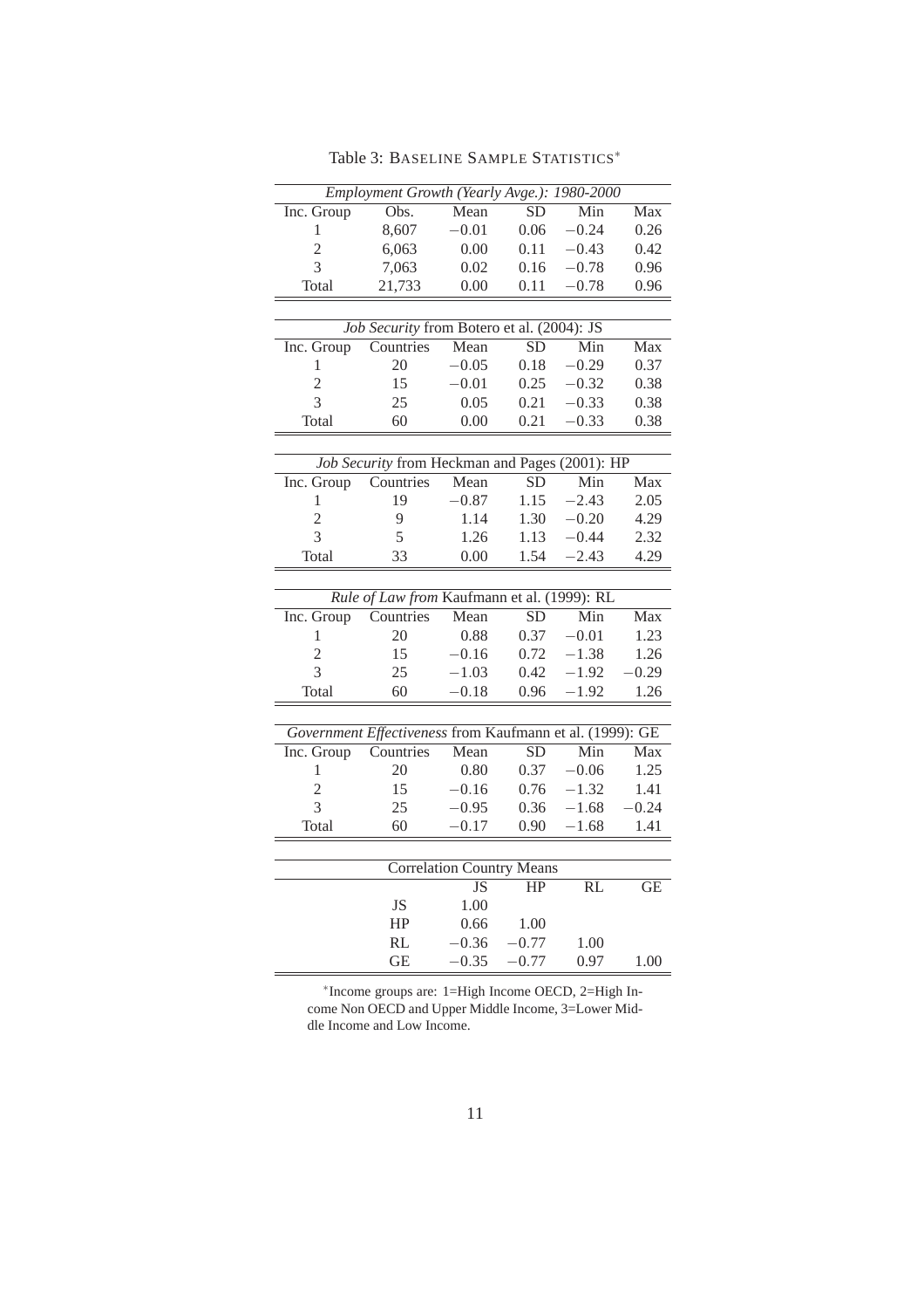Table 3: BASELINE SAMPLE STATISTICS*

| *Employment Growth (Yearly Avge.): 1980-2000* | | | | | |
|---|---|---|---|---|---|
| Inc. Group | Obs. | Mean | SD | Min | Max |
| 1 | 8,607 | −0.01 | 0.06 | −0.24 | 0.26 |
| 2 | 6,063 | 0.00 | 0.11 | −0.43 | 0.42 |
| 3 | 7,063 | 0.02 | 0.16 | −0.78 | 0.96 |
| Total | 21,733 | 0.00 | 0.11 | −0.78 | 0.96 |

| *Job Security* from Botero et al. (2004): JS | | | | | |
|---|---|---|---|---|---|
| Inc. Group | Countries | Mean | SD | Min | Max |
| 1 | 20 | −0.05 | 0.18 | −0.29 | 0.37 |
| 2 | 15 | −0.01 | 0.25 | −0.32 | 0.38 |
| 3 | 25 | 0.05 | 0.21 | −0.33 | 0.38 |
| Total | 60 | 0.00 | 0.21 | −0.33 | 0.38 |

| *Job Security* from Heckman and Pages (2001): HP | | | | | |
|---|---|---|---|---|---|
| Inc. Group | Countries | Mean | SD | Min | Max |
| 1 | 19 | −0.87 | 1.15 | −2.43 | 2.05 |
| 2 | 9 | 1.14 | 1.30 | −0.20 | 4.29 |
| 3 | 5 | 1.26 | 1.13 | −0.44 | 2.32 |
| Total | 33 | 0.00 | 1.54 | −2.43 | 4.29 |

| *Rule of Law from* Kaufmann et al. (1999): RL | | | | | |
|---|---|---|---|---|---|
| Inc. Group | Countries | Mean | SD | Min | Max |
| 1 | 20 | 0.88 | 0.37 | −0.01 | 1.23 |
| 2 | 15 | −0.16 | 0.72 | −1.38 | 1.26 |
| 3 | 25 | −1.03 | 0.42 | −1.92 | −0.29 |
| Total | 60 | −0.18 | 0.96 | −1.92 | 1.26 |

| *Government Effectiveness* from Kaufmann et al. (1999): GE | | | | | |
|---|---|---|---|---|---|
| Inc. Group | Countries | Mean | SD | Min | Max |
| 1 | 20 | 0.80 | 0.37 | −0.06 | 1.25 |
| 2 | 15 | −0.16 | 0.76 | −1.32 | 1.41 |
| 3 | 25 | −0.95 | 0.36 | −1.68 | −0.24 |
| Total | 60 | −0.17 | 0.90 | −1.68 | 1.41 |

| Correlation Country Means | | | | |
|---|---|---|---|---|
| | JS | HP | RL | GE |
| JS | 1.00 | | | |
| HP | 0.66 | 1.00 | | |
| RL | −0.36 | −0.77 | 1.00 | |
| GE | −0.35 | −0.77 | 0.97 | 1.00 |

*Income groups are: 1=High Income OECD, 2=High Income Non OECD and Upper Middle Income, 3=Lower Middle Income and Low Income.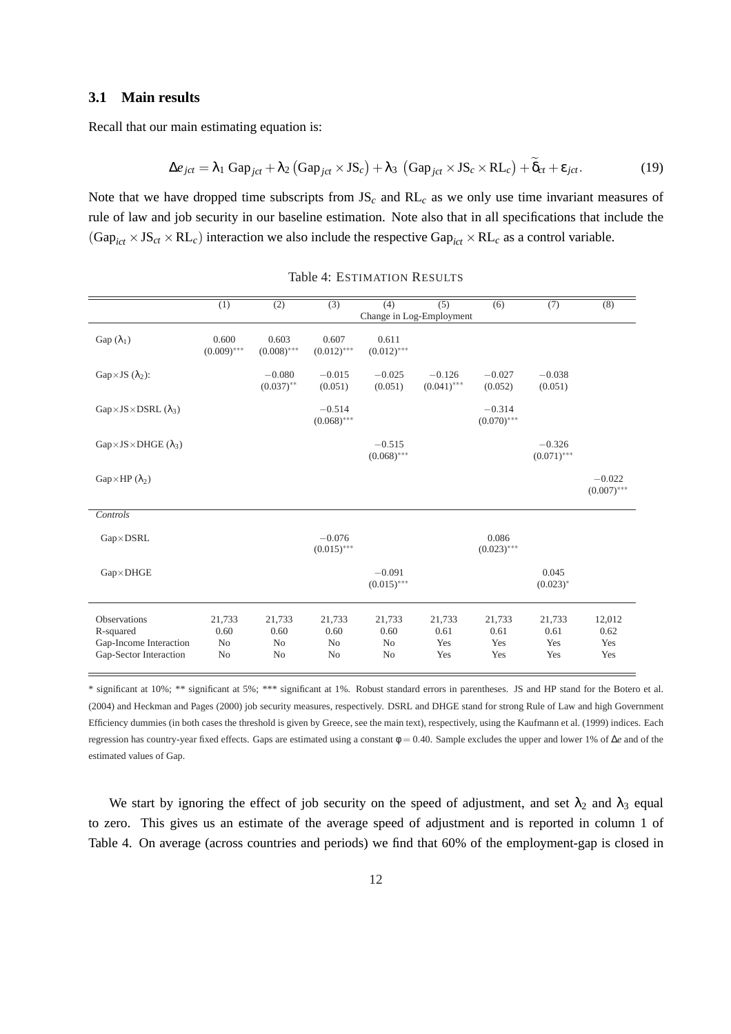### 3.1 Main results

Recall that our main estimating equation is:

$$\Delta e_{jct} = \lambda_1 \text{ Gap}_{jct} + \lambda_2 \left(\text{Gap}_{jct} \times \text{JS}_c\right) + \lambda_3 \left(\text{Gap}_{jct} \times \text{JS}_c \times \text{RL}_c\right) + \widetilde{\delta}_{ct} + \varepsilon_{jct}. \tag{19}$$

Note that we have dropped time subscripts from $\text{JS}_c$ and $\text{RL}_c$ as we only use time invariant measures of rule of law and job security in our baseline estimation. Note also that in all specifications that include the $(\text{Gap}_{ict} \times \text{JS}_{ct} \times \text{RL}_c)$ interaction we also include the respective $\text{Gap}_{ict} \times \text{RL}_c$ as a control variable.

Table 4: ESTIMATION RESULTS

| | (1) | (2) | (3) | (4) | (5) | (6) | (7) | (8) |
|---|---|---|---|---|---|---|---|---|
| | Change in Log-Employment | | | | | | | |
| Gap ($\lambda_1$) | 0.600 $(0.009)^{***}$ | 0.603 $(0.008)^{***}$ | 0.607 $(0.012)^{***}$ | 0.611 $(0.012)^{***}$ | | | | |
| Gap×JS ($\lambda_2$): | | $-0.080$ $(0.037)^{**}$ | $-0.015$ $(0.051)$ | $-0.025$ $(0.051)$ | $-0.126$ $(0.041)^{***}$ | $-0.027$ $(0.052)$ | $-0.038$ $(0.051)$ | |
| Gap×JS×DSRL ($\lambda_3$) | | | $-0.514$ $(0.068)^{***}$ | | | $-0.314$ $(0.070)^{***}$ | | |
| Gap×JS×DHGE ($\lambda_3$) | | | | $-0.515$ $(0.068)^{***}$ | | | $-0.326$ $(0.071)^{***}$ | |
| Gap×HP ($\lambda_2$) | | | | | | | | $-0.022$ $(0.007)^{***}$ |
| *Controls* | | | | | | | | |
| Gap×DSRL | | | $-0.076$ $(0.015)^{***}$ | | | 0.086 $(0.023)^{***}$ | | |
| Gap×DHGE | | | | $-0.091$ $(0.015)^{***}$ | | | 0.045 $(0.023)^{*}$ | |
| Observations | 21,733 | 21,733 | 21,733 | 21,733 | 21,733 | 21,733 | 21,733 | 12,012 |
| R-squared | 0.60 | 0.60 | 0.60 | 0.60 | 0.61 | 0.61 | 0.61 | 0.62 |
| Gap-Income Interaction | No | No | No | No | Yes | Yes | Yes | Yes |
| Gap-Sector Interaction | No | No | No | No | Yes | Yes | Yes | Yes |

\* significant at 10%; \*\* significant at 5%; \*\*\* significant at 1%. Robust standard errors in parentheses. JS and HP stand for the Botero et al. (2004) and Heckman and Pages (2000) job security measures, respectively. DSRL and DHGE stand for strong Rule of Law and high Government Efficiency dummies (in both cases the threshold is given by Greece, see the main text), respectively, using the Kaufmann et al. (1999) indices. Each regression has country-year fixed effects. Gaps are estimated using a constant $\phi = 0.40$. Sample excludes the upper and lower 1% of $\Delta e$ and of the estimated values of Gap.

We start by ignoring the effect of job security on the speed of adjustment, and set $\lambda_2$ and $\lambda_3$ equal to zero. This gives us an estimate of the average speed of adjustment and is reported in column 1 of Table 4. On average (across countries and periods) we find that 60% of the employment-gap is closed in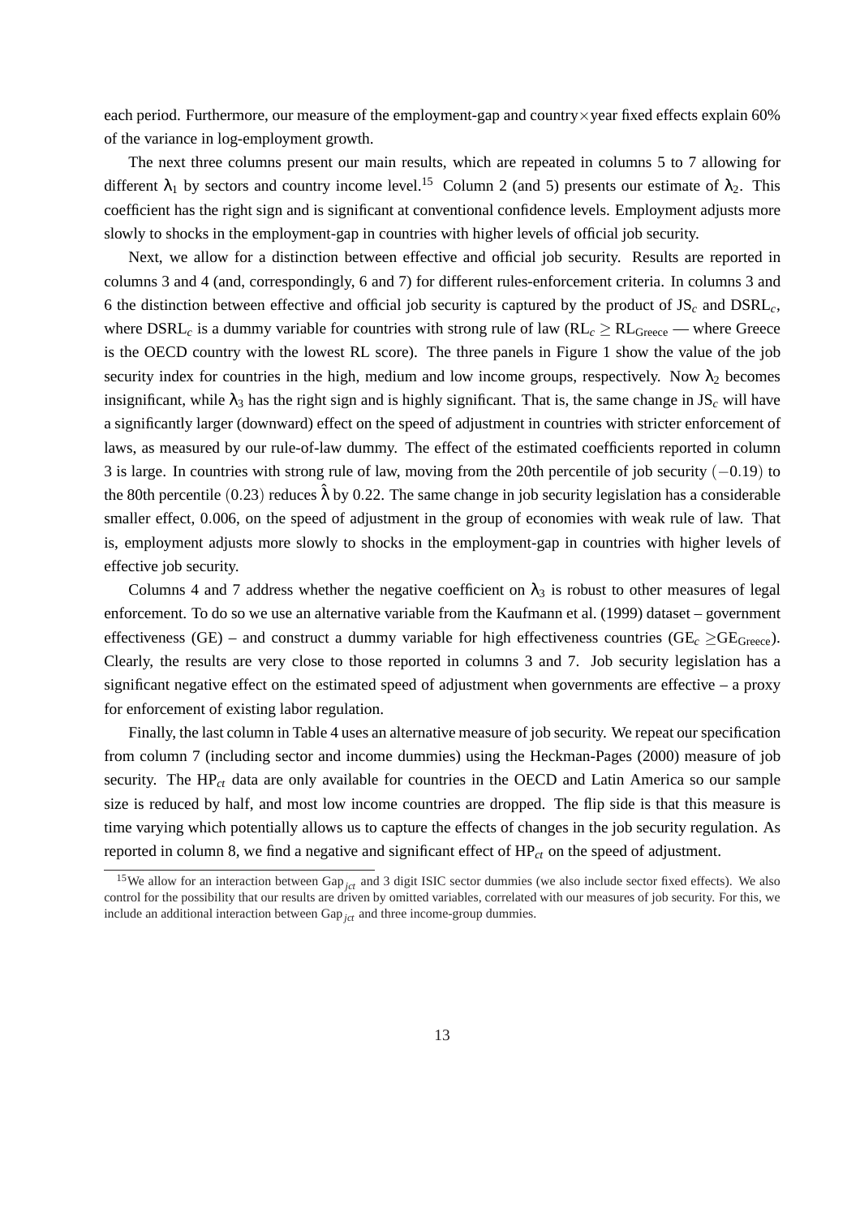each period. Furthermore, our measure of the employment-gap and country×year fixed effects explain 60% of the variance in log-employment growth.

The next three columns present our main results, which are repeated in columns 5 to 7 allowing for different $\lambda_1$ by sectors and country income level.[15] Column 2 (and 5) presents our estimate of $\lambda_2$. This coefficient has the right sign and is significant at conventional confidence levels. Employment adjusts more slowly to shocks in the employment-gap in countries with higher levels of official job security.

Next, we allow for a distinction between effective and official job security. Results are reported in columns 3 and 4 (and, correspondingly, 6 and 7) for different rules-enforcement criteria. In columns 3 and 6 the distinction between effective and official job security is captured by the product of $JS_c$ and $DSRL_c$, where $DSRL_c$ is a dummy variable for countries with strong rule of law ($RL_c \geq RL_{Greece}$ — where Greece is the OECD country with the lowest RL score). The three panels in Figure 1 show the value of the job security index for countries in the high, medium and low income groups, respectively. Now $\lambda_2$ becomes insignificant, while $\lambda_3$ has the right sign and is highly significant. That is, the same change in $JS_c$ will have a significantly larger (downward) effect on the speed of adjustment in countries with stricter enforcement of laws, as measured by our rule-of-law dummy. The effect of the estimated coefficients reported in column 3 is large. In countries with strong rule of law, moving from the 20th percentile of job security $(-0.19)$ to the 80th percentile $(0.23)$ reduces $\hat{\lambda}$ by 0.22. The same change in job security legislation has a considerable smaller effect, 0.006, on the speed of adjustment in the group of economies with weak rule of law. That is, employment adjusts more slowly to shocks in the employment-gap in countries with higher levels of effective job security.

Columns 4 and 7 address whether the negative coefficient on $\lambda_3$ is robust to other measures of legal enforcement. To do so we use an alternative variable from the Kaufmann et al. (1999) dataset – government effectiveness (GE) – and construct a dummy variable for high effectiveness countries ($GE_c \geq GE_{Greece}$). Clearly, the results are very close to those reported in columns 3 and 7. Job security legislation has a significant negative effect on the estimated speed of adjustment when governments are effective – a proxy for enforcement of existing labor regulation.

Finally, the last column in Table 4 uses an alternative measure of job security. We repeat our specification from column 7 (including sector and income dummies) using the Heckman-Pages (2000) measure of job security. The $HP_{ct}$ data are only available for countries in the OECD and Latin America so our sample size is reduced by half, and most low income countries are dropped. The flip side is that this measure is time varying which potentially allows us to capture the effects of changes in the job security regulation. As reported in column 8, we find a negative and significant effect of $HP_{ct}$ on the speed of adjustment.

[15] We allow for an interaction between $Gap_{jct}$ and 3 digit ISIC sector dummies (we also include sector fixed effects). We also control for the possibility that our results are driven by omitted variables, correlated with our measures of job security. For this, we include an additional interaction between $Gap_{jct}$ and three income-group dummies.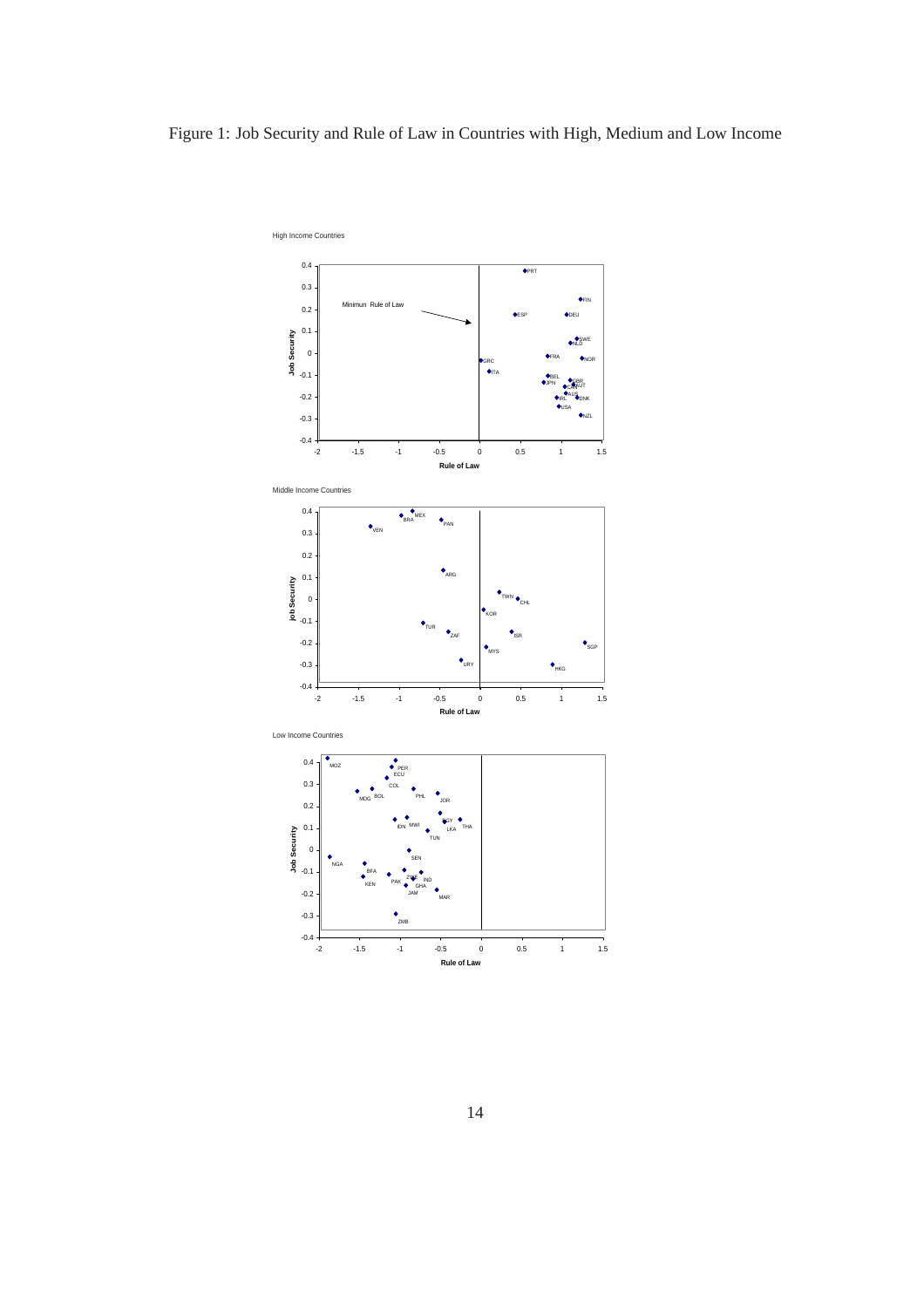Figure 1: Job Security and Rule of Law in Countries with High, Medium and Low Income

High Income Countries

Middle Income Countries

Low Income Countries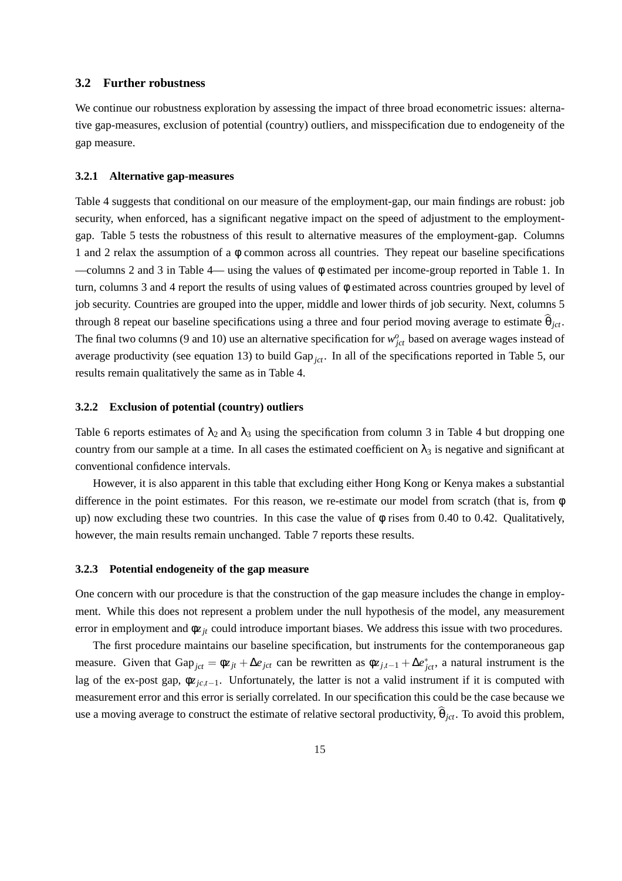## 3.2 Further robustness

We continue our robustness exploration by assessing the impact of three broad econometric issues: alternative gap-measures, exclusion of potential (country) outliers, and misspecification due to endogeneity of the gap measure.

### 3.2.1 Alternative gap-measures

Table 4 suggests that conditional on our measure of the employment-gap, our main findings are robust: job security, when enforced, has a significant negative impact on the speed of adjustment to the employment-gap. Table 5 tests the robustness of this result to alternative measures of the employment-gap. Columns 1 and 2 relax the assumption of a $\phi$ common across all countries. They repeat our baseline specifications —columns 2 and 3 in Table 4— using the values of $\phi$ estimated per income-group reported in Table 1. In turn, columns 3 and 4 report the results of using values of $\phi$ estimated across countries grouped by level of job security. Countries are grouped into the upper, middle and lower thirds of job security. Next, columns 5 through 8 repeat our baseline specifications using a three and four period moving average to estimate $\widehat{\theta}_{jct}$. The final two columns (9 and 10) use an alternative specification for $w^o_{jct}$ based on average wages instead of average productivity (see equation 13) to build $\text{Gap}_{jct}$. In all of the specifications reported in Table 5, our results remain qualitatively the same as in Table 4.

### 3.2.2 Exclusion of potential (country) outliers

Table 6 reports estimates of $\lambda_2$ and $\lambda_3$ using the specification from column 3 in Table 4 but dropping one country from our sample at a time. In all cases the estimated coefficient on $\lambda_3$ is negative and significant at conventional confidence intervals.

However, it is also apparent in this table that excluding either Hong Kong or Kenya makes a substantial difference in the point estimates. For this reason, we re-estimate our model from scratch (that is, from $\phi$ up) now excluding these two countries. In this case the value of $\phi$ rises from 0.40 to 0.42. Qualitatively, however, the main results remain unchanged. Table 7 reports these results.

### 3.2.3 Potential endogeneity of the gap measure

One concern with our procedure is that the construction of the gap measure includes the change in employment. While this does not represent a problem under the null hypothesis of the model, any measurement error in employment and $\phi z_{jt}$ could introduce important biases. We address this issue with two procedures.

The first procedure maintains our baseline specification, but instruments for the contemporaneous gap measure. Given that $\text{Gap}_{jct} = \phi z_{jt} + \Delta e_{jct}$ can be rewritten as $\phi z_{j,t-1} + \Delta e^*_{jct}$, a natural instrument is the lag of the ex-post gap, $\phi z_{jc,t-1}$. Unfortunately, the latter is not a valid instrument if it is computed with measurement error and this error is serially correlated. In our specification this could be the case because we use a moving average to construct the estimate of relative sectoral productivity, $\widehat{\theta}_{jct}$. To avoid this problem,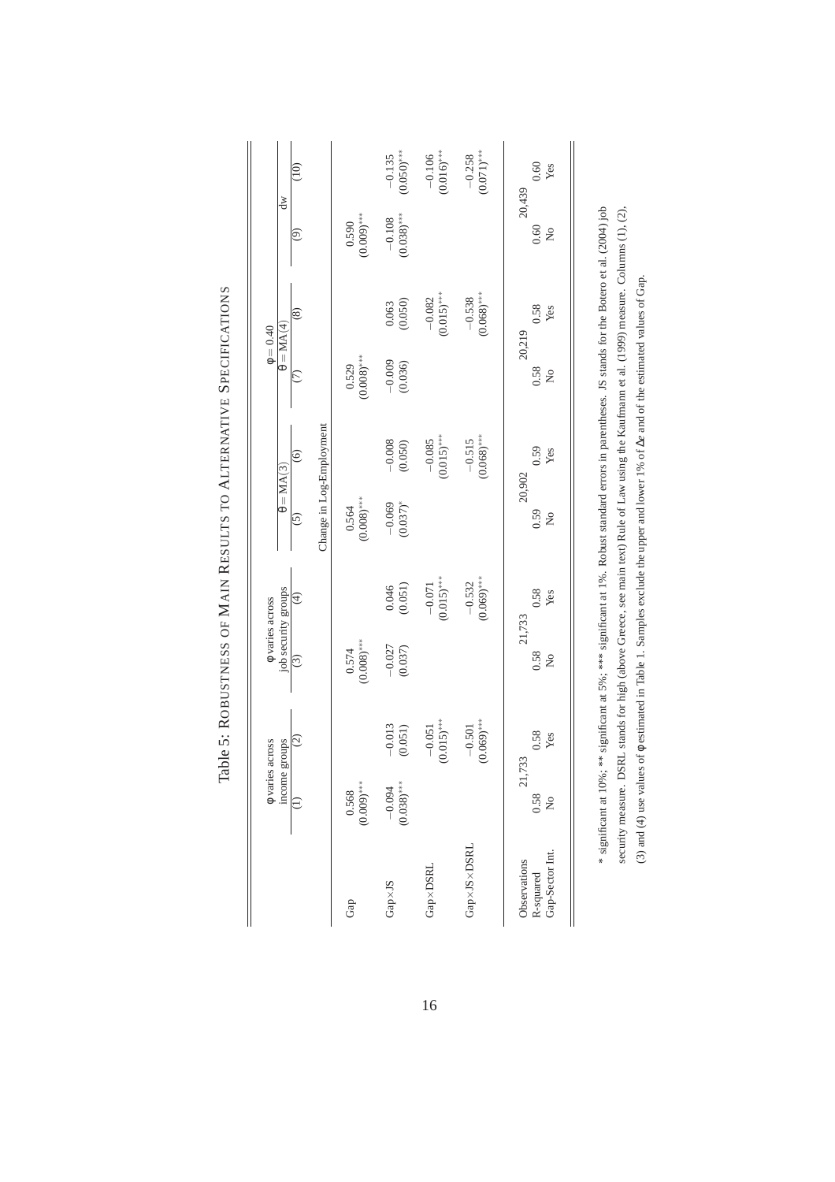# Table 5: Robustness of Main Results to Alternative Specifications

| | $\varphi$ varies across income groups | | $\varphi$ varies across job security groups | | $\theta = MA(3)$ | | $\varphi = 0.40$ $\theta = MA(4)$ | | dw | |
|---|---|---|---|---|---|---|---|---|---|---|
| | (1) | (2) | (3) | (4) | (5) | (6) | (7) | (8) | (9) | (10) |
| | Change in Log-Employment | | | | | | | | | |
| Gap | 0.568 (0.009)*** | | 0.574 (0.008)*** | | 0.564 (0.008)*** | | 0.529 (0.008)*** | | 0.590 (0.009)*** | |
| Gap×JS | −0.094 (0.038)*** | −0.013 (0.051) | −0.027 (0.037) | 0.046 (0.051) | −0.069 (0.037)* | −0.008 (0.050) | −0.009 (0.036) | 0.063 (0.050) | −0.108 (0.038)*** | −0.135 (0.050)*** |
| Gap×DSRL | | −0.051 (0.015)*** | | −0.071 (0.015)*** | | −0.085 (0.015)*** | | −0.082 (0.015)*** | | −0.106 (0.016)*** |
| Gap×JS×DSRL | | −0.501 (0.069)*** | | −0.532 (0.069)*** | | −0.515 (0.068)*** | | −0.538 (0.068)*** | | −0.258 (0.071)*** |
| Observations | 21,733 | | 21,733 | | 20,902 | | 20,219 | | 20,439 | |
| R-squared | 0.58 | 0.58 | 0.58 | 0.58 | 0.59 | 0.59 | 0.58 | 0.58 | 0.60 | 0.60 |
| Gap-Sector Int. | No | Yes | No | Yes | No | Yes | No | Yes | No | Yes |

* significant at 10%; ** significant at 5%; *** significant at 1%. Robust standard errors in parentheses. JS stands for the Botero et al. (2004) job security measure. DSRL stands for high (above Greece, see main text) Rule of Law using the Kaufmann et al. (1999) measure. Columns (1), (2), (3) and (4) use values of $\varphi$ estimated in Table 1. Samples exclude the upper and lower 1% of $\Delta e$ and of the estimated values of Gap.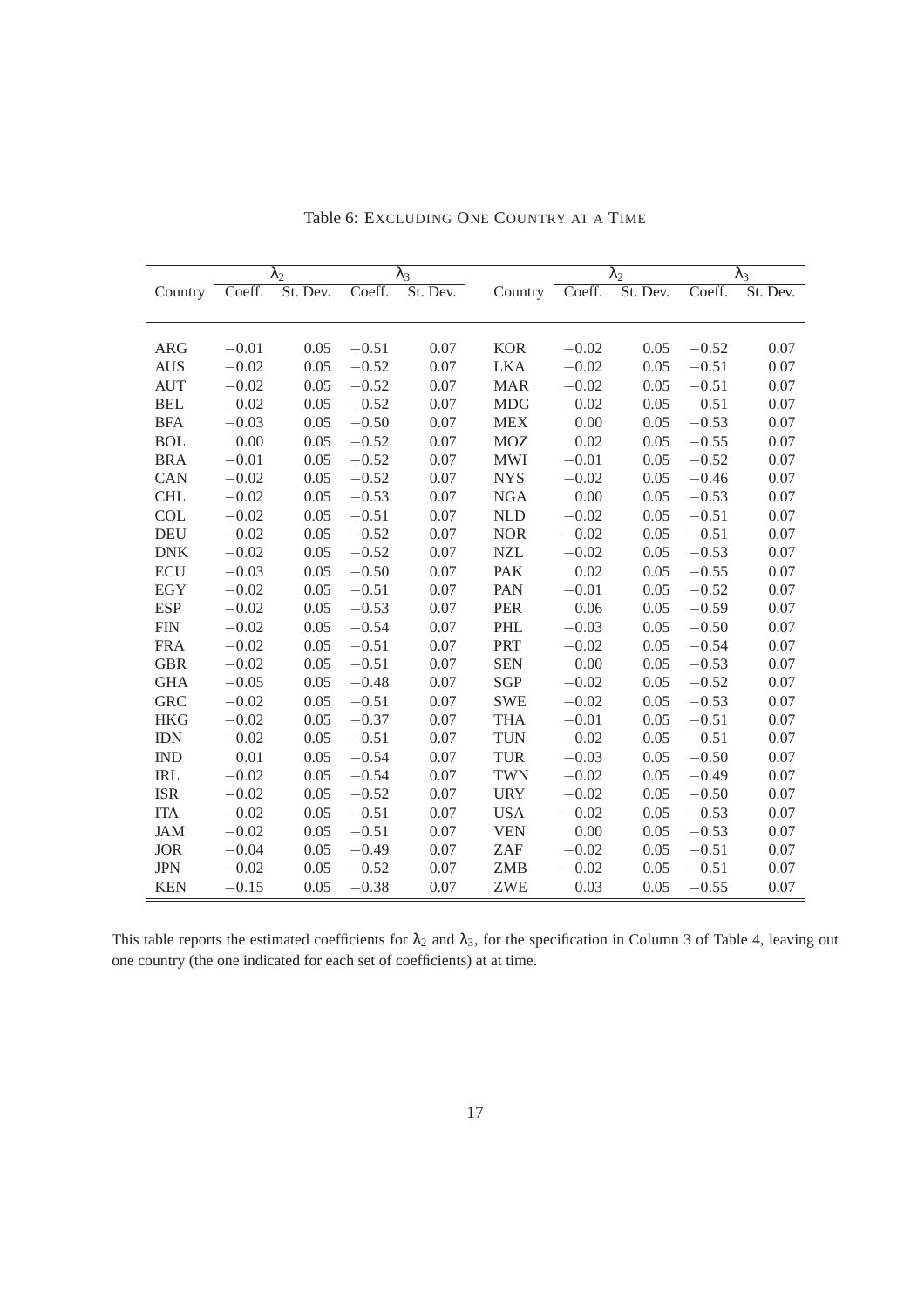Table 6: EXCLUDING ONE COUNTRY AT A TIME

| | $\lambda_2$ | | $\lambda_3$ | | | $\lambda_2$ | | $\lambda_3$ | |
|---|---|---|---|---|---|---|---|---|---|
| Country | Coeff. | St. Dev. | Coeff. | St. Dev. | Country | Coeff. | St. Dev. | Coeff. | St. Dev. |
| ARG | −0.01 | 0.05 | −0.51 | 0.07 | KOR | −0.02 | 0.05 | −0.52 | 0.07 |
| AUS | −0.02 | 0.05 | −0.52 | 0.07 | LKA | −0.02 | 0.05 | −0.51 | 0.07 |
| AUT | −0.02 | 0.05 | −0.52 | 0.07 | MAR | −0.02 | 0.05 | −0.51 | 0.07 |
| BEL | −0.02 | 0.05 | −0.52 | 0.07 | MDG | −0.02 | 0.05 | −0.51 | 0.07 |
| BFA | −0.03 | 0.05 | −0.50 | 0.07 | MEX | 0.00 | 0.05 | −0.53 | 0.07 |
| BOL | 0.00 | 0.05 | −0.52 | 0.07 | MOZ | 0.02 | 0.05 | −0.55 | 0.07 |
| BRA | −0.01 | 0.05 | −0.52 | 0.07 | MWI | −0.01 | 0.05 | −0.52 | 0.07 |
| CAN | −0.02 | 0.05 | −0.52 | 0.07 | NYS | −0.02 | 0.05 | −0.46 | 0.07 |
| CHL | −0.02 | 0.05 | −0.53 | 0.07 | NGA | 0.00 | 0.05 | −0.53 | 0.07 |
| COL | −0.02 | 0.05 | −0.51 | 0.07 | NLD | −0.02 | 0.05 | −0.51 | 0.07 |
| DEU | −0.02 | 0.05 | −0.52 | 0.07 | NOR | −0.02 | 0.05 | −0.51 | 0.07 |
| DNK | −0.02 | 0.05 | −0.52 | 0.07 | NZL | −0.02 | 0.05 | −0.53 | 0.07 |
| ECU | −0.03 | 0.05 | −0.50 | 0.07 | PAK | 0.02 | 0.05 | −0.55 | 0.07 |
| EGY | −0.02 | 0.05 | −0.51 | 0.07 | PAN | −0.01 | 0.05 | −0.52 | 0.07 |
| ESP | −0.02 | 0.05 | −0.53 | 0.07 | PER | 0.06 | 0.05 | −0.59 | 0.07 |
| FIN | −0.02 | 0.05 | −0.54 | 0.07 | PHL | −0.03 | 0.05 | −0.50 | 0.07 |
| FRA | −0.02 | 0.05 | −0.51 | 0.07 | PRT | −0.02 | 0.05 | −0.54 | 0.07 |
| GBR | −0.02 | 0.05 | −0.51 | 0.07 | SEN | 0.00 | 0.05 | −0.53 | 0.07 |
| GHA | −0.05 | 0.05 | −0.48 | 0.07 | SGP | −0.02 | 0.05 | −0.52 | 0.07 |
| GRC | −0.02 | 0.05 | −0.51 | 0.07 | SWE | −0.02 | 0.05 | −0.53 | 0.07 |
| HKG | −0.02 | 0.05 | −0.37 | 0.07 | THA | −0.01 | 0.05 | −0.51 | 0.07 |
| IDN | −0.02 | 0.05 | −0.51 | 0.07 | TUN | −0.02 | 0.05 | −0.51 | 0.07 |
| IND | 0.01 | 0.05 | −0.54 | 0.07 | TUR | −0.03 | 0.05 | −0.50 | 0.07 |
| IRL | −0.02 | 0.05 | −0.54 | 0.07 | TWN | −0.02 | 0.05 | −0.49 | 0.07 |
| ISR | −0.02 | 0.05 | −0.52 | 0.07 | URY | −0.02 | 0.05 | −0.50 | 0.07 |
| ITA | −0.02 | 0.05 | −0.51 | 0.07 | USA | −0.02 | 0.05 | −0.53 | 0.07 |
| JAM | −0.02 | 0.05 | −0.51 | 0.07 | VEN | 0.00 | 0.05 | −0.53 | 0.07 |
| JOR | −0.04 | 0.05 | −0.49 | 0.07 | ZAF | −0.02 | 0.05 | −0.51 | 0.07 |
| JPN | −0.02 | 0.05 | −0.52 | 0.07 | ZMB | −0.02 | 0.05 | −0.51 | 0.07 |
| KEN | −0.15 | 0.05 | −0.38 | 0.07 | ZWE | 0.03 | 0.05 | −0.55 | 0.07 |

This table reports the estimated coefficients for $\lambda_2$ and $\lambda_3$, for the specification in Column 3 of Table 4, leaving out one country (the one indicated for each set of coefficients) at at time.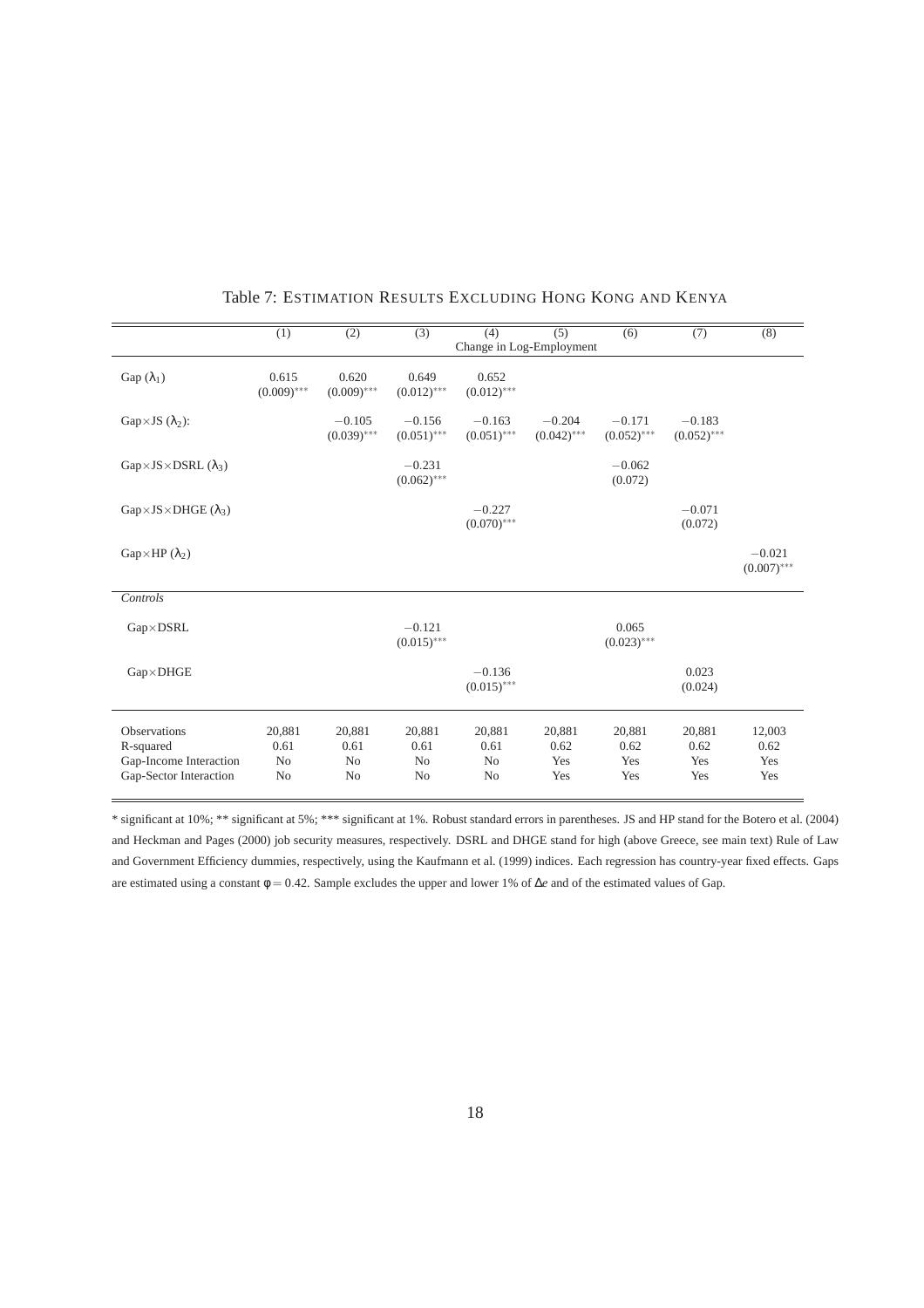Table 7: ESTIMATION RESULTS EXCLUDING HONG KONG AND KENYA

| | (1) | (2) | (3) | (4) | (5) | (6) | (7) | (8) |
|---|---|---|---|---|---|---|---|---|
| | | | | Change in Log-Employment | | | | |
| Gap ($\lambda_1$) | 0.615 $(0.009)^{***}$ | 0.620 $(0.009)^{***}$ | 0.649 $(0.012)^{***}$ | 0.652 $(0.012)^{***}$ | | | | |
| Gap×JS ($\lambda_2$): | | $-0.105$ $(0.039)^{***}$ | $-0.156$ $(0.051)^{***}$ | $-0.163$ $(0.051)^{***}$ | $-0.204$ $(0.042)^{***}$ | $-0.171$ $(0.052)^{***}$ | $-0.183$ $(0.052)^{***}$ | |
| Gap×JS×DSRL ($\lambda_3$) | | | $-0.231$ $(0.062)^{***}$ | | | $-0.062$ $(0.072)$ | | |
| Gap×JS×DHGE ($\lambda_3$) | | | | $-0.227$ $(0.070)^{***}$ | | | $-0.071$ $(0.072)$ | |
| Gap×HP ($\lambda_2$) | | | | | | | | $-0.021$ $(0.007)^{***}$ |
| *Controls* | | | | | | | | |
| Gap×DSRL | | | $-0.121$ $(0.015)^{***}$ | | | 0.065 $(0.023)^{***}$ | | |
| Gap×DHGE | | | | $-0.136$ $(0.015)^{***}$ | | | 0.023 $(0.024)$ | |
| Observations | 20,881 | 20,881 | 20,881 | 20,881 | 20,881 | 20,881 | 20,881 | 12,003 |
| R-squared | 0.61 | 0.61 | 0.61 | 0.61 | 0.62 | 0.62 | 0.62 | 0.62 |
| Gap-Income Interaction | No | No | No | No | Yes | Yes | Yes | Yes |
| Gap-Sector Interaction | No | No | No | No | Yes | Yes | Yes | Yes |

* significant at 10%; ** significant at 5%; *** significant at 1%. Robust standard errors in parentheses. JS and HP stand for the Botero et al. (2004) and Heckman and Pages (2000) job security measures, respectively. DSRL and DHGE stand for high (above Greece, see main text) Rule of Law and Government Efficiency dummies, respectively, using the Kaufmann et al. (1999) indices. Each regression has country-year fixed effects. Gaps are estimated using a constant $\phi = 0.42$. Sample excludes the upper and lower 1% of $\Delta e$ and of the estimated values of Gap.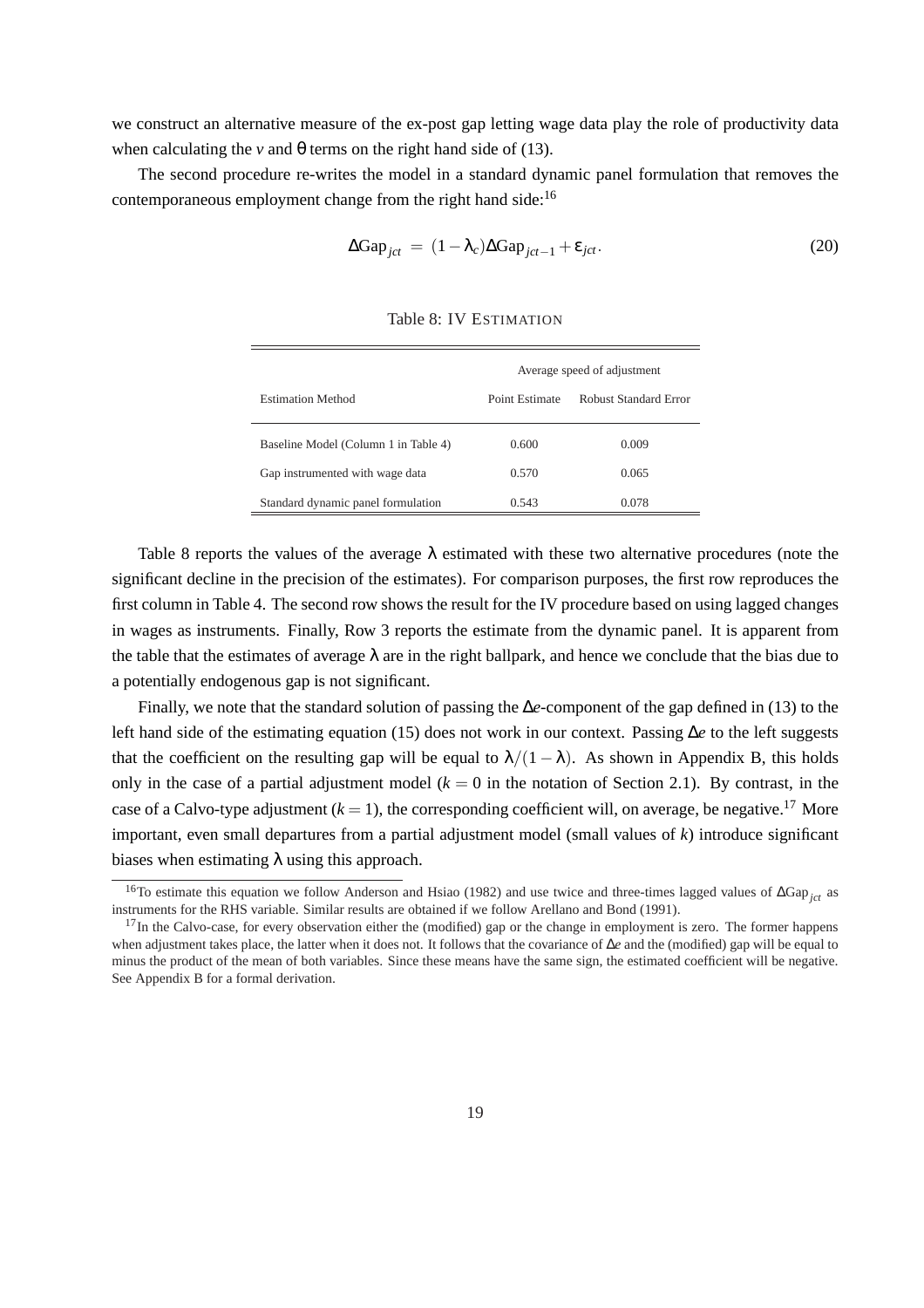we construct an alternative measure of the ex-post gap letting wage data play the role of productivity data when calculating the $v$ and $\theta$ terms on the right hand side of (13).

The second procedure re-writes the model in a standard dynamic panel formulation that removes the contemporaneous employment change from the right hand side:[16]

$$\Delta \text{Gap}_{jct} = (1 - \lambda_c)\Delta \text{Gap}_{jct-1} + \varepsilon_{jct}. \tag{20}$$

Table 8: IV ESTIMATION

| | Average speed of adjustment | |
|---|---|---|
| Estimation Method | Point Estimate | Robust Standard Error |
| Baseline Model (Column 1 in Table 4) | 0.600 | 0.009 |
| Gap instrumented with wage data | 0.570 | 0.065 |
| Standard dynamic panel formulation | 0.543 | 0.078 |

Table 8 reports the values of the average $\lambda$ estimated with these two alternative procedures (note the significant decline in the precision of the estimates). For comparison purposes, the first row reproduces the first column in Table 4. The second row shows the result for the IV procedure based on using lagged changes in wages as instruments. Finally, Row 3 reports the estimate from the dynamic panel. It is apparent from the table that the estimates of average $\lambda$ are in the right ballpark, and hence we conclude that the bias due to a potentially endogenous gap is not significant.

Finally, we note that the standard solution of passing the $\Delta e$-component of the gap defined in (13) to the left hand side of the estimating equation (15) does not work in our context. Passing $\Delta e$ to the left suggests that the coefficient on the resulting gap will be equal to $\lambda/(1-\lambda)$. As shown in Appendix B, this holds only in the case of a partial adjustment model ($k = 0$ in the notation of Section 2.1). By contrast, in the case of a Calvo-type adjustment ($k = 1$), the corresponding coefficient will, on average, be negative.[17] More important, even small departures from a partial adjustment model (small values of $k$) introduce significant biases when estimating $\lambda$ using this approach.

[16] To estimate this equation we follow Anderson and Hsiao (1982) and use twice and three-times lagged values of $\Delta \text{Gap}_{jct}$ as instruments for the RHS variable. Similar results are obtained if we follow Arellano and Bond (1991).

[17] In the Calvo-case, for every observation either the (modified) gap or the change in employment is zero. The former happens when adjustment takes place, the latter when it does not. It follows that the covariance of $\Delta e$ and the (modified) gap will be equal to minus the product of the mean of both variables. Since these means have the same sign, the estimated coefficient will be negative. See Appendix B for a formal derivation.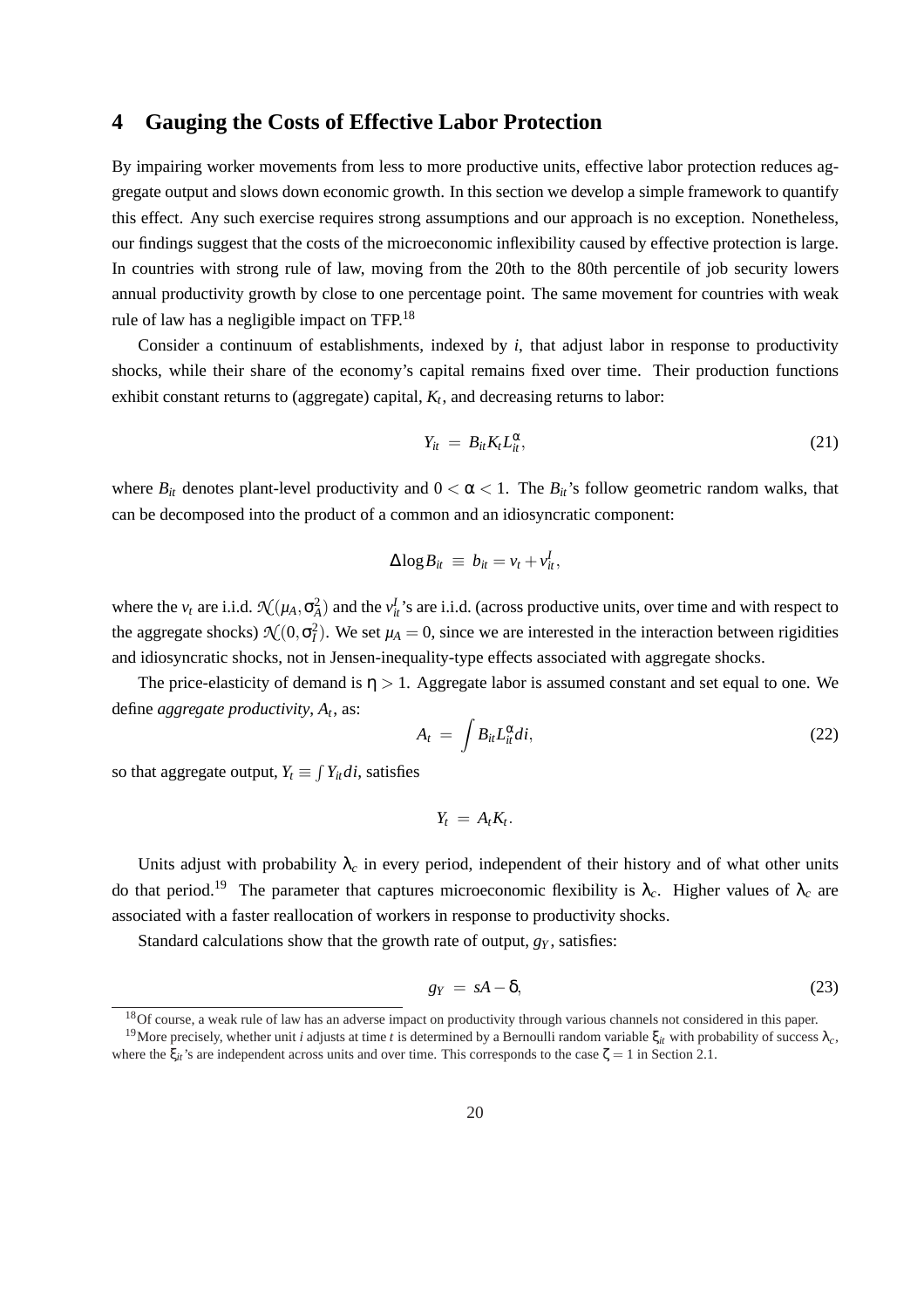# 4 Gauging the Costs of Effective Labor Protection

By impairing worker movements from less to more productive units, effective labor protection reduces aggregate output and slows down economic growth. In this section we develop a simple framework to quantify this effect. Any such exercise requires strong assumptions and our approach is no exception. Nonetheless, our findings suggest that the costs of the microeconomic inflexibility caused by effective protection is large. In countries with strong rule of law, moving from the 20th to the 80th percentile of job security lowers annual productivity growth by close to one percentage point. The same movement for countries with weak rule of law has a negligible impact on TFP.[18]

Consider a continuum of establishments, indexed by $i$, that adjust labor in response to productivity shocks, while their share of the economy's capital remains fixed over time. Their production functions exhibit constant returns to (aggregate) capital, $K_t$, and decreasing returns to labor:

$$Y_{it} = B_{it} K_t L_{it}^{\alpha}, \tag{21}$$

where $B_{it}$ denotes plant-level productivity and $0 < \alpha < 1$. The $B_{it}$'s follow geometric random walks, that can be decomposed into the product of a common and an idiosyncratic component:

$$\Delta \log B_{it} \equiv b_{it} = v_t + v_{it}^I,$$

where the $v_t$ are i.i.d. $\mathcal{N}(\mu_A, \sigma_A^2)$ and the $v_{it}^I$'s are i.i.d. (across productive units, over time and with respect to the aggregate shocks) $\mathcal{N}(0, \sigma_I^2)$. We set $\mu_A = 0$, since we are interested in the interaction between rigidities and idiosyncratic shocks, not in Jensen-inequality-type effects associated with aggregate shocks.

The price-elasticity of demand is $\eta > 1$. Aggregate labor is assumed constant and set equal to one. We define *aggregate productivity*, $A_t$, as:

$$A_t = \int B_{it} L_{it}^{\alpha} di, \tag{22}$$

so that aggregate output, $Y_t \equiv \int Y_{it} di$, satisfies

$$Y_t = A_t K_t.$$

Units adjust with probability $\lambda_c$ in every period, independent of their history and of what other units do that period.[19] The parameter that captures microeconomic flexibility is $\lambda_c$. Higher values of $\lambda_c$ are associated with a faster reallocation of workers in response to productivity shocks.

Standard calculations show that the growth rate of output, $g_Y$, satisfies:

$$g_Y = sA - \delta, \tag{23}$$

[18] Of course, a weak rule of law has an adverse impact on productivity through various channels not considered in this paper.

[19] More precisely, whether unit $i$ adjusts at time $t$ is determined by a Bernoulli random variable $\xi_{it}$ with probability of success $\lambda_c$, where the $\xi_{it}$'s are independent across units and over time. This corresponds to the case $\zeta = 1$ in Section 2.1.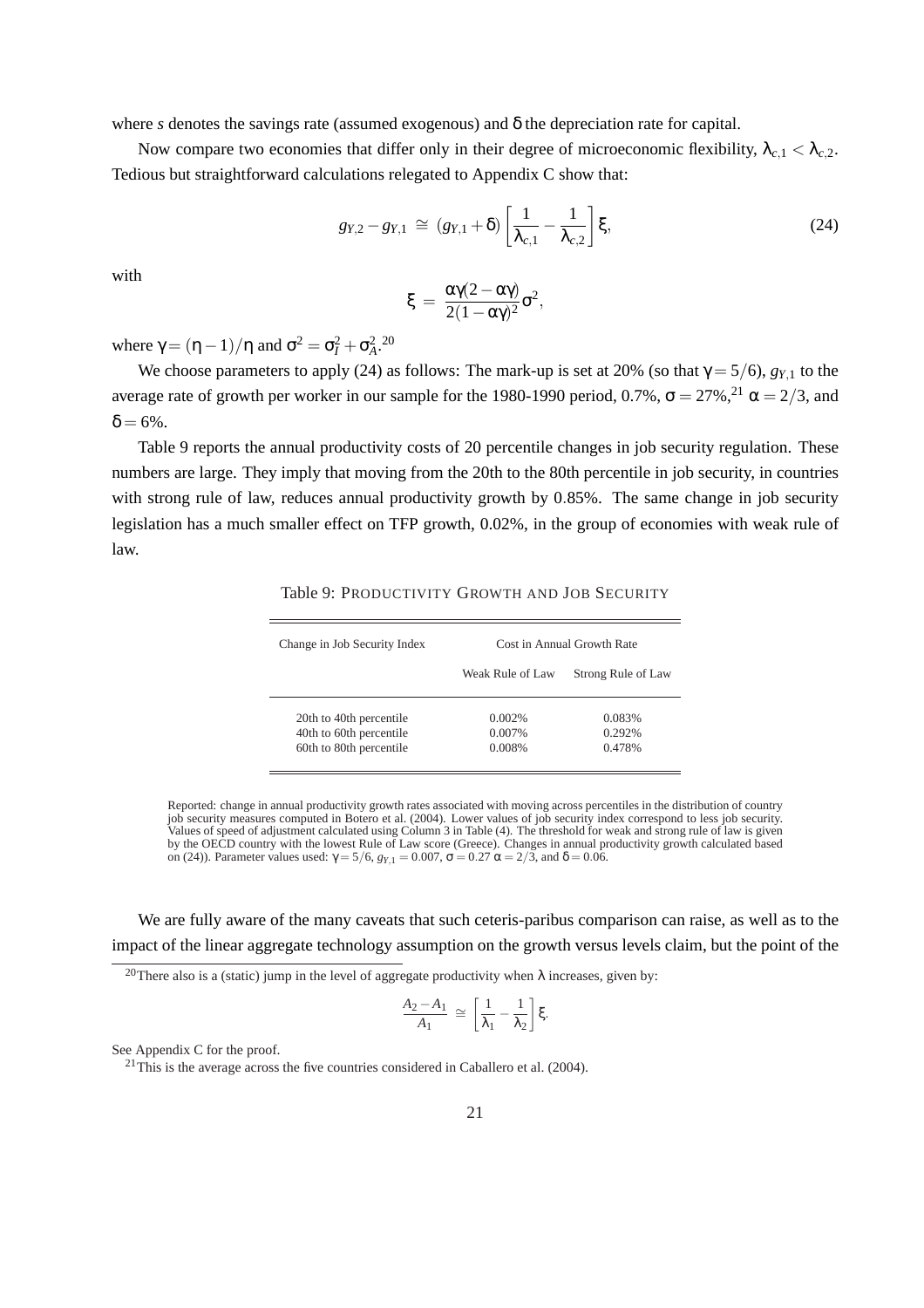where $s$ denotes the savings rate (assumed exogenous) and $\delta$ the depreciation rate for capital.

Now compare two economies that differ only in their degree of microeconomic flexibility, $\lambda_{c,1} < \lambda_{c,2}$. Tedious but straightforward calculations relegated to Appendix C show that:

$$g_{Y,2} - g_{Y,1} \cong (g_{Y,1} + \delta) \left[ \frac{1}{\lambda_{c,1}} - \frac{1}{\lambda_{c,2}} \right] \xi, \tag{24}$$

with

$$\xi = \frac{\alpha\gamma(2-\alpha\gamma)}{2(1-\alpha\gamma)^2}\sigma^2,$$

where $\gamma = (\eta - 1)/\eta$ and $\sigma^2 = \sigma_I^2 + \sigma_A^2$.[20]

We choose parameters to apply (24) as follows: The mark-up is set at 20% (so that $\gamma = 5/6$), $g_{Y,1}$ to the average rate of growth per worker in our sample for the 1980-1990 period, 0.7%, $\sigma = 27\%$,[21] $\alpha = 2/3$, and $\delta = 6\%$.

Table 9 reports the annual productivity costs of 20 percentile changes in job security regulation. These numbers are large. They imply that moving from the 20th to the 80th percentile in job security, in countries with strong rule of law, reduces annual productivity growth by 0.85%. The same change in job security legislation has a much smaller effect on TFP growth, 0.02%, in the group of economies with weak rule of law.

Table 9: PRODUCTIVITY GROWTH AND JOB SECURITY

| Change in Job Security Index | Cost in Annual Growth Rate | |
|---|---|---|
| | Weak Rule of Law | Strong Rule of Law |
| 20th to 40th percentile | 0.002% | 0.083% |
| 40th to 60th percentile | 0.007% | 0.292% |
| 60th to 80th percentile | 0.008% | 0.478% |

Reported: change in annual productivity growth rates associated with moving across percentiles in the distribution of country job security measures computed in Botero et al. (2004). Lower values of job security index correspond to less job security. Values of speed of adjustment calculated using Column 3 in Table (4). The threshold for weak and strong rule of law is given by the OECD country with the lowest Rule of Law score (Greece). Changes in annual productivity growth calculated based on (24)). Parameter values used: $\gamma = 5/6$, $g_{Y,1} = 0.007$, $\sigma = 0.27$ $\alpha = 2/3$, and $\delta = 0.06$.

We are fully aware of the many caveats that such ceteris-paribus comparison can raise, as well as to the impact of the linear aggregate technology assumption on the growth versus levels claim, but the point of the

[20] There also is a (static) jump in the level of aggregate productivity when $\lambda$ increases, given by:

$$\frac{A_2 - A_1}{A_1} \cong \left[ \frac{1}{\lambda_1} - \frac{1}{\lambda_2} \right] \xi.$$

See Appendix C for the proof.

[21] This is the average across the five countries considered in Caballero et al. (2004).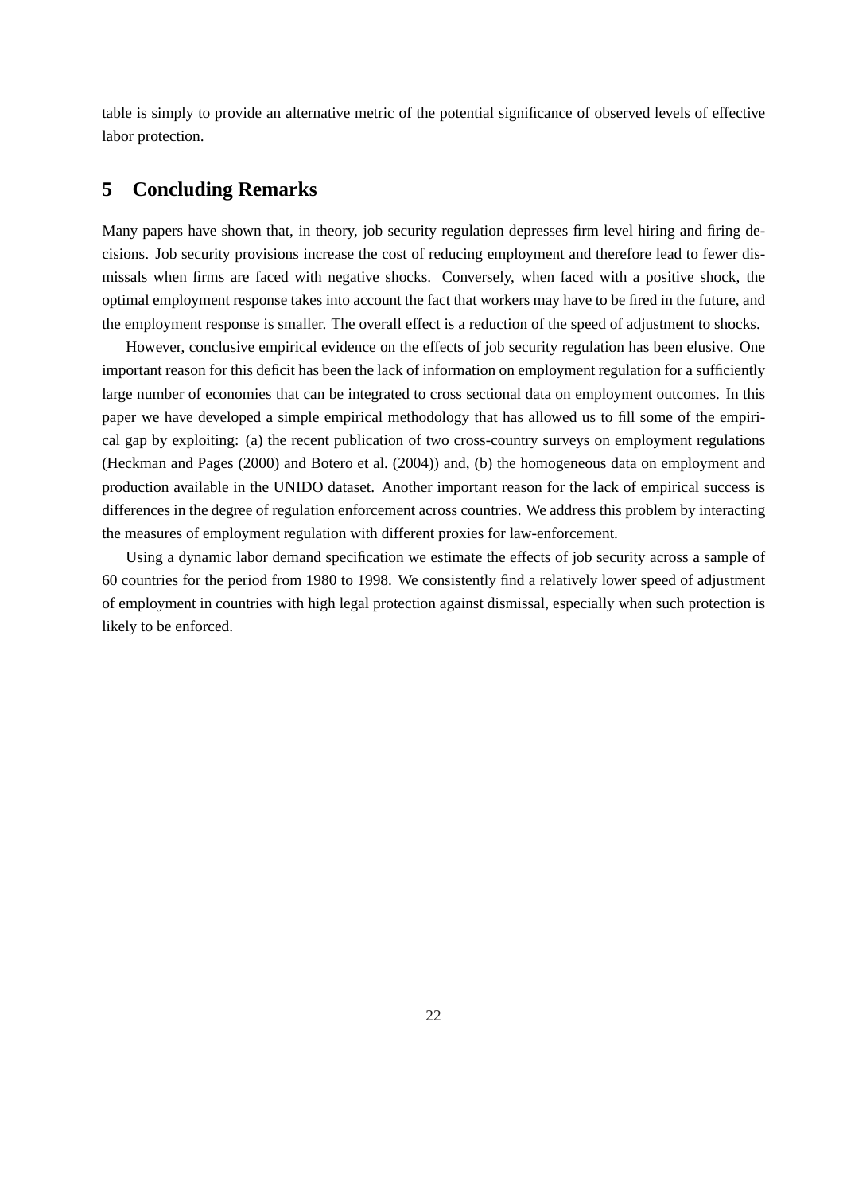table is simply to provide an alternative metric of the potential significance of observed levels of effective labor protection.

## 5 Concluding Remarks

Many papers have shown that, in theory, job security regulation depresses firm level hiring and firing decisions. Job security provisions increase the cost of reducing employment and therefore lead to fewer dismissals when firms are faced with negative shocks. Conversely, when faced with a positive shock, the optimal employment response takes into account the fact that workers may have to be fired in the future, and the employment response is smaller. The overall effect is a reduction of the speed of adjustment to shocks.

However, conclusive empirical evidence on the effects of job security regulation has been elusive. One important reason for this deficit has been the lack of information on employment regulation for a sufficiently large number of economies that can be integrated to cross sectional data on employment outcomes. In this paper we have developed a simple empirical methodology that has allowed us to fill some of the empirical gap by exploiting: (a) the recent publication of two cross-country surveys on employment regulations (Heckman and Pages (2000) and Botero et al. (2004)) and, (b) the homogeneous data on employment and production available in the UNIDO dataset. Another important reason for the lack of empirical success is differences in the degree of regulation enforcement across countries. We address this problem by interacting the measures of employment regulation with different proxies for law-enforcement.

Using a dynamic labor demand specification we estimate the effects of job security across a sample of 60 countries for the period from 1980 to 1998. We consistently find a relatively lower speed of adjustment of employment in countries with high legal protection against dismissal, especially when such protection is likely to be enforced.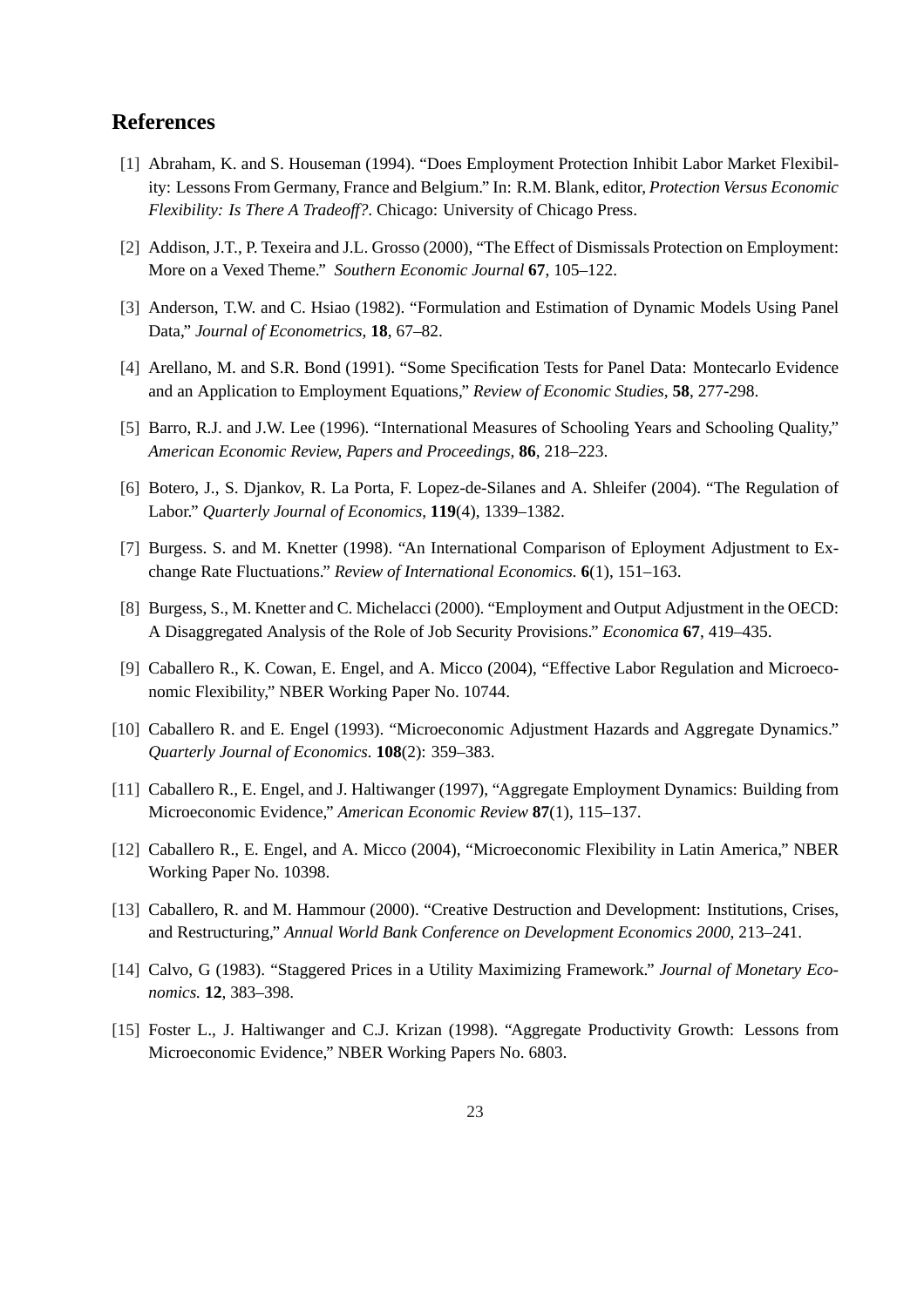## References

[1] Abraham, K. and S. Houseman (1994). "Does Employment Protection Inhibit Labor Market Flexibility: Lessons From Germany, France and Belgium." In: R.M. Blank, editor, *Protection Versus Economic Flexibility: Is There A Tradeoff?*. Chicago: University of Chicago Press.

[2] Addison, J.T., P. Texeira and J.L. Grosso (2000), "The Effect of Dismissals Protection on Employment: More on a Vexed Theme." *Southern Economic Journal* **67**, 105–122.

[3] Anderson, T.W. and C. Hsiao (1982). "Formulation and Estimation of Dynamic Models Using Panel Data," *Journal of Econometrics*, **18**, 67–82.

[4] Arellano, M. and S.R. Bond (1991). "Some Specification Tests for Panel Data: Montecarlo Evidence and an Application to Employment Equations," *Review of Economic Studies*, **58**, 277-298.

[5] Barro, R.J. and J.W. Lee (1996). "International Measures of Schooling Years and Schooling Quality," *American Economic Review, Papers and Proceedings*, **86**, 218–223.

[6] Botero, J., S. Djankov, R. La Porta, F. Lopez-de-Silanes and A. Shleifer (2004). "The Regulation of Labor." *Quarterly Journal of Economics*, **119**(4), 1339–1382.

[7] Burgess. S. and M. Knetter (1998). "An International Comparison of Eployment Adjustment to Exchange Rate Fluctuations." *Review of International Economics*. **6**(1), 151–163.

[8] Burgess, S., M. Knetter and C. Michelacci (2000). "Employment and Output Adjustment in the OECD: A Disaggregated Analysis of the Role of Job Security Provisions." *Economica* **67**, 419–435.

[9] Caballero R., K. Cowan, E. Engel, and A. Micco (2004), "Effective Labor Regulation and Microeconomic Flexibility," NBER Working Paper No. 10744.

[10] Caballero R. and E. Engel (1993). "Microeconomic Adjustment Hazards and Aggregate Dynamics." *Quarterly Journal of Economics*. **108**(2): 359–383.

[11] Caballero R., E. Engel, and J. Haltiwanger (1997), "Aggregate Employment Dynamics: Building from Microeconomic Evidence," *American Economic Review* **87**(1), 115–137.

[12] Caballero R., E. Engel, and A. Micco (2004), "Microeconomic Flexibility in Latin America," NBER Working Paper No. 10398.

[13] Caballero, R. and M. Hammour (2000). "Creative Destruction and Development: Institutions, Crises, and Restructuring," *Annual World Bank Conference on Development Economics 2000*, 213–241.

[14] Calvo, G (1983). "Staggered Prices in a Utility Maximizing Framework." *Journal of Monetary Economics.* **12**, 383–398.

[15] Foster L., J. Haltiwanger and C.J. Krizan (1998). "Aggregate Productivity Growth: Lessons from Microeconomic Evidence," NBER Working Papers No. 6803.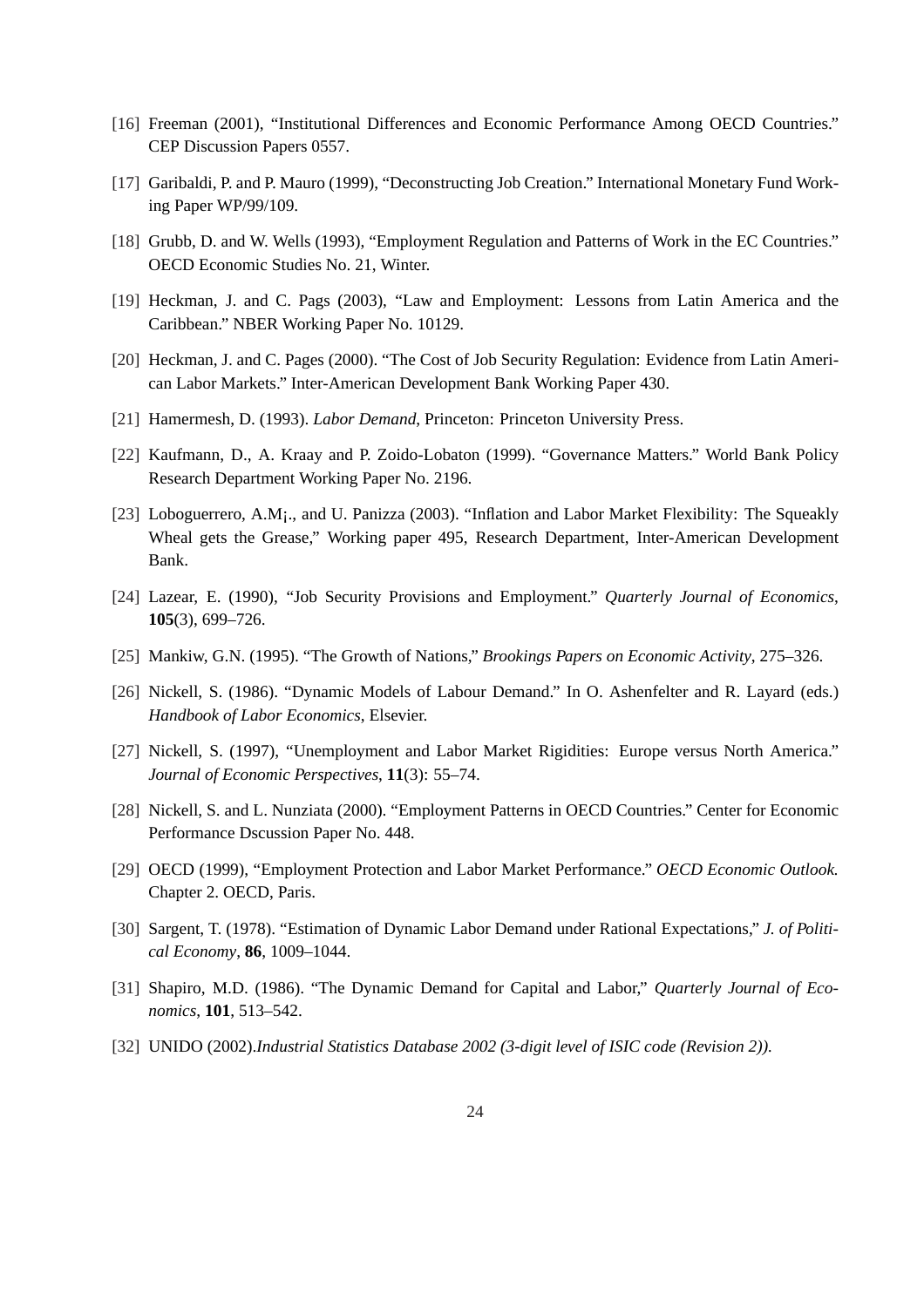[16] Freeman (2001), “Institutional Differences and Economic Performance Among OECD Countries.” CEP Discussion Papers 0557.

[17] Garibaldi, P. and P. Mauro (1999), “Deconstructing Job Creation.” International Monetary Fund Working Paper WP/99/109.

[18] Grubb, D. and W. Wells (1993), “Employment Regulation and Patterns of Work in the EC Countries.” OECD Economic Studies No. 21, Winter.

[19] Heckman, J. and C. Pags (2003), “Law and Employment: Lessons from Latin America and the Caribbean.” NBER Working Paper No. 10129.

[20] Heckman, J. and C. Pages (2000). “The Cost of Job Security Regulation: Evidence from Latin American Labor Markets.” Inter-American Development Bank Working Paper 430.

[21] Hamermesh, D. (1993). *Labor Demand*, Princeton: Princeton University Press.

[22] Kaufmann, D., A. Kraay and P. Zoido-Lobaton (1999). “Governance Matters.” World Bank Policy Research Department Working Paper No. 2196.

[23] Loboguerrero, A.M¡., and U. Panizza (2003). “Inflation and Labor Market Flexibility: The Squeakly Wheal gets the Grease,” Working paper 495, Research Department, Inter-American Development Bank.

[24] Lazear, E. (1990), “Job Security Provisions and Employment.” *Quarterly Journal of Economics*, **105**(3), 699–726.

[25] Mankiw, G.N. (1995). “The Growth of Nations,” *Brookings Papers on Economic Activity*, 275–326.

[26] Nickell, S. (1986). “Dynamic Models of Labour Demand.” In O. Ashenfelter and R. Layard (eds.) *Handbook of Labor Economics*, Elsevier.

[27] Nickell, S. (1997), “Unemployment and Labor Market Rigidities: Europe versus North America.” *Journal of Economic Perspectives*, **11**(3): 55–74.

[28] Nickell, S. and L. Nunziata (2000). “Employment Patterns in OECD Countries.” Center for Economic Performance Dscussion Paper No. 448.

[29] OECD (1999), “Employment Protection and Labor Market Performance.” *OECD Economic Outlook.* Chapter 2. OECD, Paris.

[30] Sargent, T. (1978). “Estimation of Dynamic Labor Demand under Rational Expectations,” *J. of Political Economy*, **86**, 1009–1044.

[31] Shapiro, M.D. (1986). “The Dynamic Demand for Capital and Labor,” *Quarterly Journal of Economics*, **101**, 513–542.

[32] UNIDO (2002).*Industrial Statistics Database 2002 (3-digit level of ISIC code (Revision 2)).*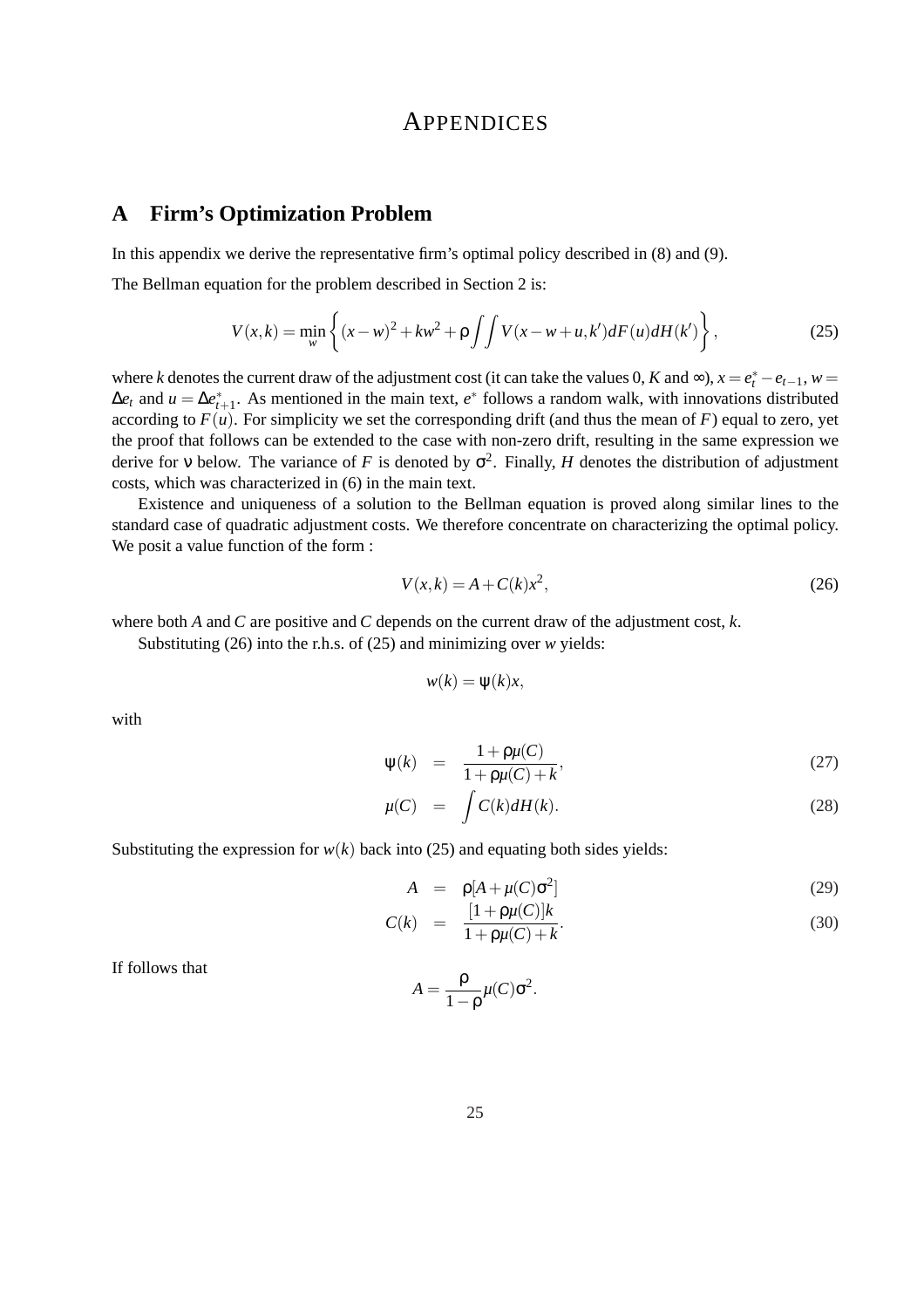# APPENDICES

## A Firm's Optimization Problem

In this appendix we derive the representative firm's optimal policy described in (8) and (9).

The Bellman equation for the problem described in Section 2 is:

$$V(x,k) = \min_{w} \left\{ (x-w)^2 + kw^2 + \rho \int\int V(x-w+u, k')dF(u)dH(k') \right\}, \tag{25}$$

where $k$ denotes the current draw of the adjustment cost (it can take the values 0, $K$ and $\infty$), $x = e_t^* - e_{t-1}$, $w = \Delta e_t$ and $u = \Delta e_{t+1}^*$. As mentioned in the main text, $e^*$ follows a random walk, with innovations distributed according to $F(u)$. For simplicity we set the corresponding drift (and thus the mean of $F$) equal to zero, yet the proof that follows can be extended to the case with non-zero drift, resulting in the same expression we derive for $\nu$ below. The variance of $F$ is denoted by $\sigma^2$. Finally, $H$ denotes the distribution of adjustment costs, which was characterized in (6) in the main text.

Existence and uniqueness of a solution to the Bellman equation is proved along similar lines to the standard case of quadratic adjustment costs. We therefore concentrate on characterizing the optimal policy. We posit a value function of the form :

$$V(x,k) = A + C(k)x^2, \tag{26}$$

where both $A$ and $C$ are positive and $C$ depends on the current draw of the adjustment cost, $k$.

Substituting (26) into the r.h.s. of (25) and minimizing over $w$ yields:

$$w(k) = \psi(k)x,$$

with

$$\psi(k) = \frac{1+\rho\mu(C)}{1+\rho\mu(C)+k}, \tag{27}$$

$$\mu(C) = \int C(k)dH(k). \tag{28}$$

Substituting the expression for $w(k)$ back into (25) and equating both sides yields:

$$A = \rho[A + \mu(C)\sigma^2] \tag{29}$$

$$C(k) = \frac{[1+\rho\mu(C)]k}{1+\rho\mu(C)+k}. \tag{30}$$

If follows that

$$A = \frac{\rho}{1-\rho}\mu(C)\sigma^2.$$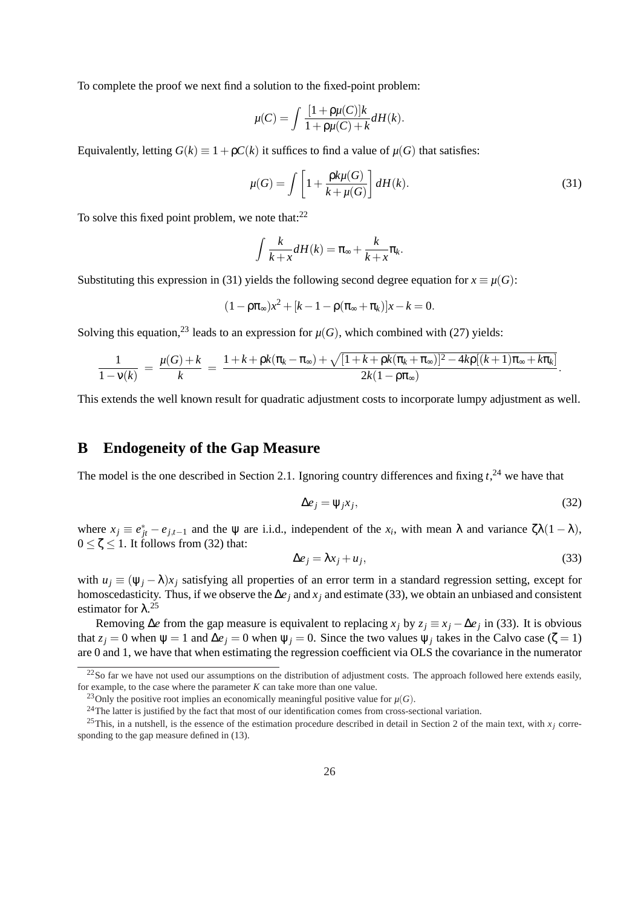To complete the proof we next find a solution to the fixed-point problem:

$$\mu(C) = \int \frac{[1+\rho\mu(C)]k}{1+\rho\mu(C)+k} dH(k).$$

Equivalently, letting $G(k) \equiv 1+\rho C(k)$ it suffices to find a value of $\mu(G)$ that satisfies:

$$\mu(G) = \int \left[1 + \frac{\rho k \mu(G)}{k+\mu(G)}\right] dH(k). \tag{31}$$

To solve this fixed point problem, we note that:[22]

$$\int \frac{k}{k+x} dH(k) = \pi_\infty + \frac{k}{k+x}\pi_k.$$

Substituting this expression in (31) yields the following second degree equation for $x \equiv \mu(G)$:

$$(1-\rho\pi_\infty)x^2 + [k-1-\rho(\pi_\infty+\pi_k)]x - k = 0.$$

Solving this equation,[23] leads to an expression for $\mu(G)$, which combined with (27) yields:

$$\frac{1}{1-\nu(k)} = \frac{\mu(G)+k}{k} = \frac{1+k+\rho k(\pi_k-\pi_\infty)+\sqrt{[1+k+\rho k(\pi_k+\pi_\infty)]^2 - 4k\rho[(k+1)\pi_\infty + k\pi_k]}}{2k(1-\rho\pi_\infty)}.$$

This extends the well known result for quadratic adjustment costs to incorporate lumpy adjustment as well.

# B Endogeneity of the Gap Measure

The model is the one described in Section 2.1. Ignoring country differences and fixing $t$,[24] we have that

$$\Delta e_j = \psi_j x_j, \tag{32}$$

where $x_j \equiv e^*_{jt} - e_{j,t-1}$ and the $\psi$ are i.i.d., independent of the $x_i$, with mean $\lambda$ and variance $\zeta\lambda(1-\lambda)$, $0 \leq \zeta \leq 1$. It follows from (32) that:

$$\Delta e_j = \lambda x_j + u_j, \tag{33}$$

with $u_j \equiv (\psi_j - \lambda)x_j$ satisfying all properties of an error term in a standard regression setting, except for homoscedasticity. Thus, if we observe the $\Delta e_j$ and $x_j$ and estimate (33), we obtain an unbiased and consistent estimator for $\lambda$.[25]

Removing $\Delta e$ from the gap measure is equivalent to replacing $x_j$ by $z_j \equiv x_j - \Delta e_j$ in (33). It is obvious that $z_j = 0$ when $\psi = 1$ and $\Delta e_j = 0$ when $\psi_j = 0$. Since the two values $\psi_j$ takes in the Calvo case ($\zeta = 1$) are 0 and 1, we have that when estimating the regression coefficient via OLS the covariance in the numerator

[22] So far we have not used our assumptions on the distribution of adjustment costs. The approach followed here extends easily, for example, to the case where the parameter $K$ can take more than one value.

[23] Only the positive root implies an economically meaningful positive value for $\mu(G)$.

[24] The latter is justified by the fact that most of our identification comes from cross-sectional variation.

[25] This, in a nutshell, is the essence of the estimation procedure described in detail in Section 2 of the main text, with $x_j$ corresponding to the gap measure defined in (13).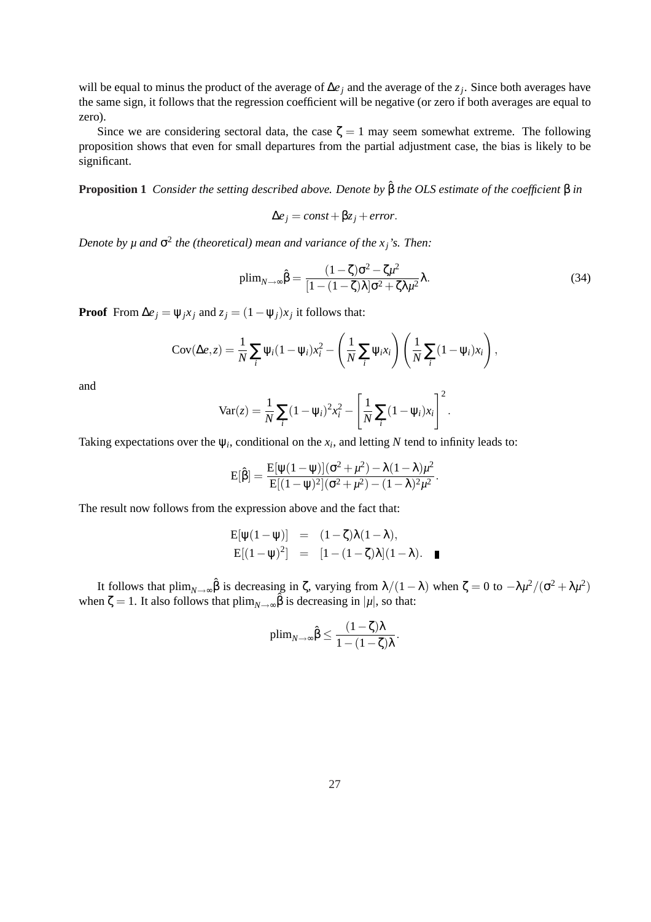will be equal to minus the product of the average of $\Delta e_j$ and the average of the $z_j$. Since both averages have the same sign, it follows that the regression coefficient will be negative (or zero if both averages are equal to zero).

Since we are considering sectoral data, the case $\zeta = 1$ may seem somewhat extreme. The following proposition shows that even for small departures from the partial adjustment case, the bias is likely to be significant.

**Proposition 1** *Consider the setting described above. Denote by $\hat{\beta}$ the OLS estimate of the coefficient $\beta$ in*

$$\Delta e_j = const + \beta z_j + error.$$

*Denote by $\mu$ and $\sigma^2$ the (theoretical) mean and variance of the $x_j$'s. Then:*

$$\text{plim}_{N\to\infty}\hat{\beta} = \frac{(1-\zeta)\sigma^2 - \zeta\mu^2}{[1-(1-\zeta)\lambda]\sigma^2 + \zeta\lambda\mu^2}\lambda. \tag{34}$$

**Proof** From $\Delta e_j = \psi_j x_j$ and $z_j = (1-\psi_j)x_j$ it follows that:

$$\text{Cov}(\Delta e, z) = \frac{1}{N}\sum_i \psi_i(1-\psi_i)x_i^2 - \left(\frac{1}{N}\sum_i \psi_i x_i\right)\left(\frac{1}{N}\sum_i (1-\psi_i)x_i\right),$$

and

$$\text{Var}(z) = \frac{1}{N}\sum_i (1-\psi_i)^2 x_i^2 - \left[\frac{1}{N}\sum_i (1-\psi_i)x_i\right]^2.$$

Taking expectations over the $\psi_i$, conditional on the $x_i$, and letting $N$ tend to infinity leads to:

$$\text{E}[\hat{\beta}] = \frac{\text{E}[\psi(1-\psi)](\sigma^2+\mu^2) - \lambda(1-\lambda)\mu^2}{\text{E}[(1-\psi)^2](\sigma^2+\mu^2) - (1-\lambda)^2\mu^2}.$$

The result now follows from the expression above and the fact that:

$$\begin{aligned}
\text{E}[\psi(1-\psi)] &= (1-\zeta)\lambda(1-\lambda), \\
\text{E}[(1-\psi)^2] &= [1-(1-\zeta)\lambda](1-\lambda). \quad \blacksquare
\end{aligned}$$

It follows that $\text{plim}_{N\to\infty}\hat{\beta}$ is decreasing in $\zeta$, varying from $\lambda/(1-\lambda)$ when $\zeta = 0$ to $-\lambda\mu^2/(\sigma^2+\lambda\mu^2)$ when $\zeta = 1$. It also follows that $\text{plim}_{N\to\infty}\hat{\beta}$ is decreasing in $|\mu|$, so that:

$$\text{plim}_{N\to\infty}\hat{\beta} \leq \frac{(1-\zeta)\lambda}{1-(1-\zeta)\lambda}.$$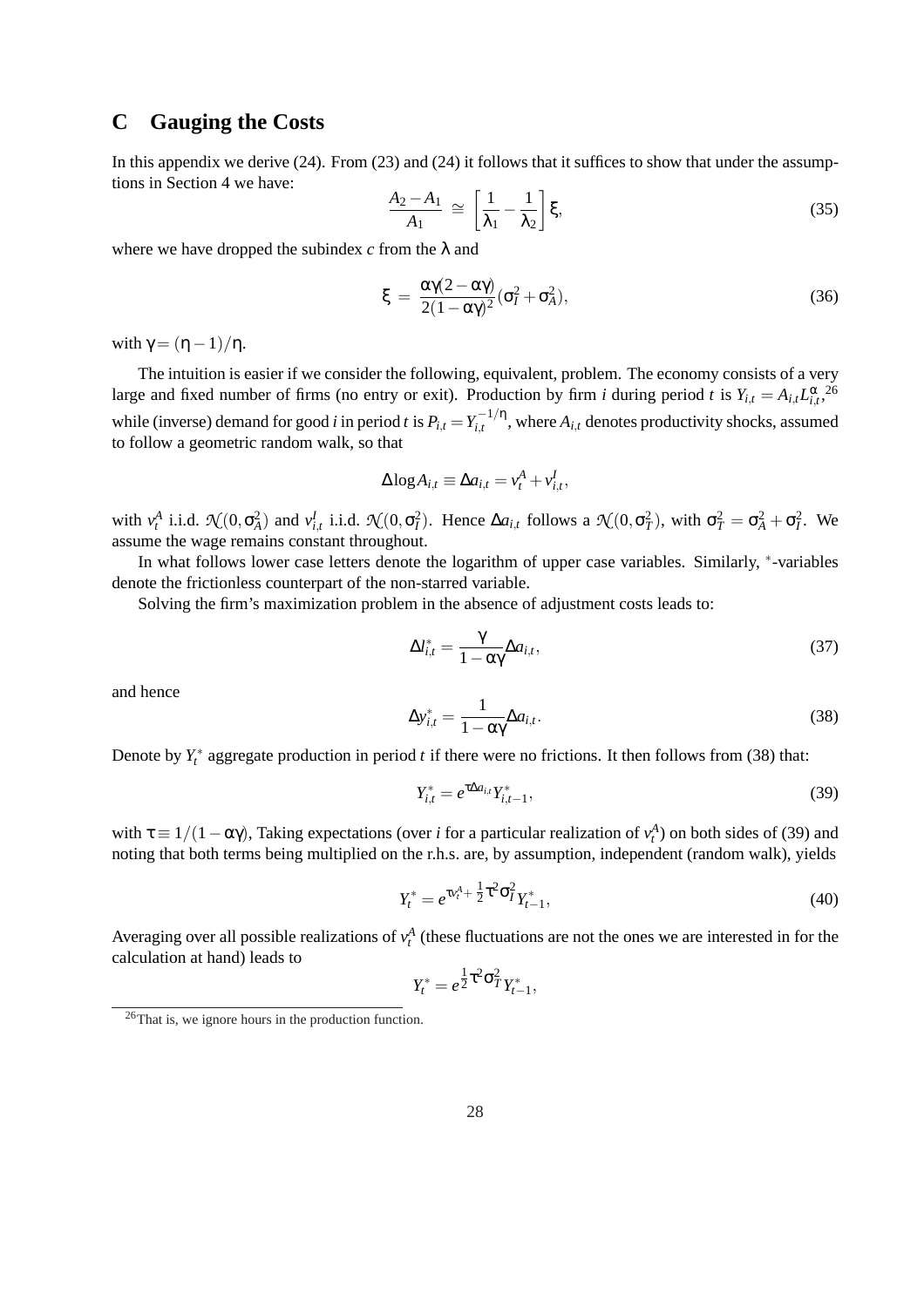## C Gauging the Costs

In this appendix we derive (24). From (23) and (24) it follows that it suffices to show that under the assumptions in Section 4 we have:

$$\frac{A_2 - A_1}{A_1} \cong \left[\frac{1}{\lambda_1} - \frac{1}{\lambda_2}\right]\xi, \tag{35}$$

where we have dropped the subindex $c$ from the $\lambda$ and

$$\xi = \frac{\alpha\gamma(2-\alpha\gamma)}{2(1-\alpha\gamma)^2}(\sigma_I^2 + \sigma_A^2), \tag{36}$$

with $\gamma = (\eta - 1)/\eta$.

The intuition is easier if we consider the following, equivalent, problem. The economy consists of a very large and fixed number of firms (no entry or exit). Production by firm $i$ during period $t$ is $Y_{i,t} = A_{i,t}L_{i,t}^{\alpha}$,[26] while (inverse) demand for good $i$ in period $t$ is $P_{i,t} = Y_{i,t}^{-1/\eta}$, where $A_{i,t}$ denotes productivity shocks, assumed to follow a geometric random walk, so that

$$\Delta \log A_{i,t} \equiv \Delta a_{i,t} = v_t^A + v_{i,t}^I,$$

with $v_t^A$ i.i.d. $\mathcal{N}(0, \sigma_A^2)$ and $v_{i,t}^I$ i.i.d. $\mathcal{N}(0, \sigma_I^2)$. Hence $\Delta a_{i,t}$ follows a $\mathcal{N}(0, \sigma_T^2)$, with $\sigma_T^2 = \sigma_A^2 + \sigma_I^2$. We assume the wage remains constant throughout.

In what follows lower case letters denote the logarithm of upper case variables. Similarly, $^*$-variables denote the frictionless counterpart of the non-starred variable.

Solving the firm's maximization problem in the absence of adjustment costs leads to:

$$\Delta l_{i,t}^* = \frac{\gamma}{1-\alpha\gamma}\Delta a_{i,t}, \tag{37}$$

and hence

$$\Delta y_{i,t}^* = \frac{1}{1-\alpha\gamma}\Delta a_{i,t}. \tag{38}$$

Denote by $Y_t^*$ aggregate production in period $t$ if there were no frictions. It then follows from (38) that:

$$Y_{i,t}^* = e^{\tau \Delta a_{i,t}} Y_{i,t-1}^*, \tag{39}$$

with $\tau \equiv 1/(1-\alpha\gamma)$, Taking expectations (over $i$ for a particular realization of $v_t^A$) on both sides of (39) and noting that both terms being multiplied on the r.h.s. are, by assumption, independent (random walk), yields

$$Y_t^* = e^{\tau v_t^A + \frac{1}{2}\tau^2\sigma_I^2} Y_{t-1}^*, \tag{40}$$

Averaging over all possible realizations of $v_t^A$ (these fluctuations are not the ones we are interested in for the calculation at hand) leads to

$$Y_t^* = e^{\frac{1}{2}\tau^2\sigma_T^2} Y_{t-1}^*,$$

[26] That is, we ignore hours in the production function.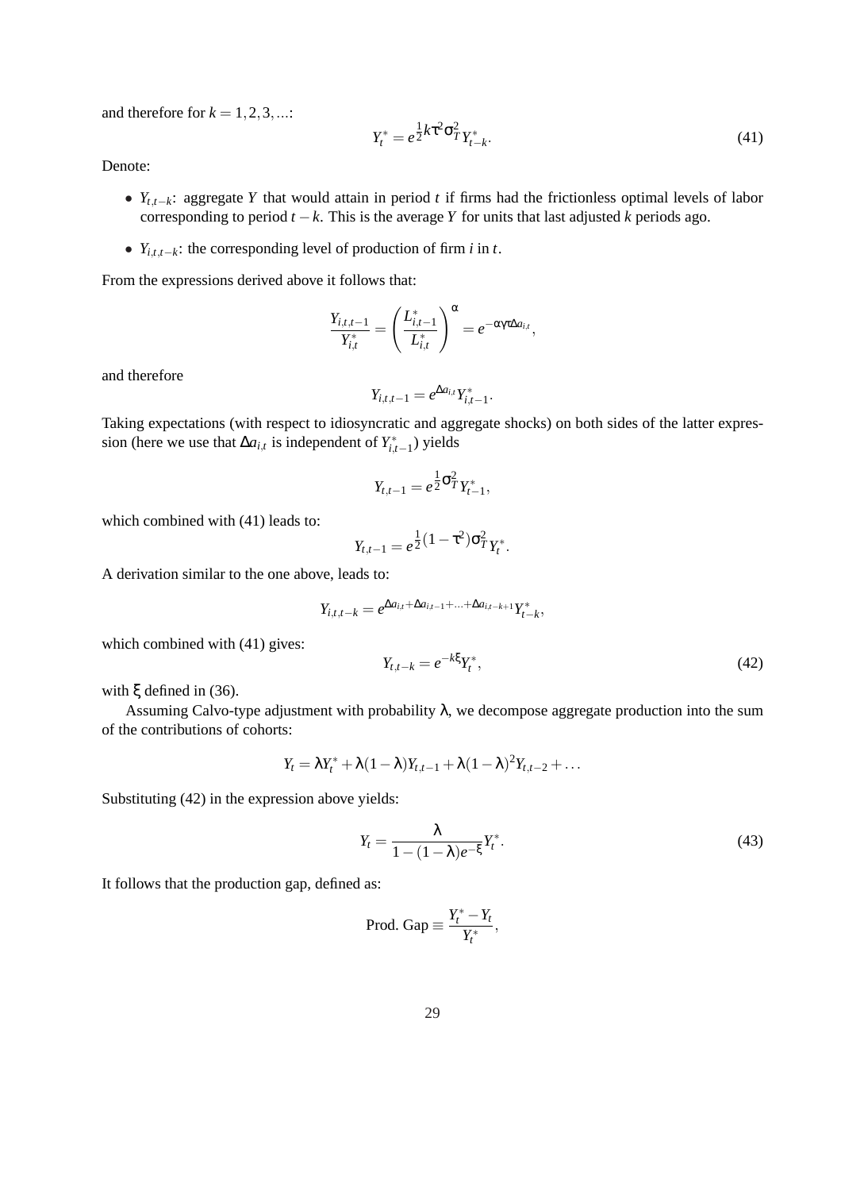and therefore for $k = 1, 2, 3, \ldots$:

$$Y_t^* = e^{\frac{1}{2}k\tau^2\sigma_T^2} Y_{t-k}^*. \tag{41}$$

Denote:

- $Y_{t,t-k}$: aggregate $Y$ that would attain in period $t$ if firms had the frictionless optimal levels of labor corresponding to period $t-k$. This is the average $Y$ for units that last adjusted $k$ periods ago.
- $Y_{i,t,t-k}$: the corresponding level of production of firm $i$ in $t$.

From the expressions derived above it follows that:

$$\frac{Y_{i,t,t-1}}{Y_{i,t}^*} = \left(\frac{L_{i,t-1}^*}{L_{i,t}^*}\right)^{\alpha} = e^{-\alpha\gamma\tau\Delta a_{i,t}},$$

and therefore

$$Y_{i,t,t-1} = e^{\Delta a_{i,t}} Y_{i,t-1}^*.$$

Taking expectations (with respect to idiosyncratic and aggregate shocks) on both sides of the latter expression (here we use that $\Delta a_{i,t}$ is independent of $Y_{i,t-1}^*$) yields

$$Y_{t,t-1} = e^{\frac{1}{2}\sigma_T^2} Y_{t-1}^*,$$

which combined with (41) leads to:

$$Y_{t,t-1} = e^{\frac{1}{2}(1-\tau^2)\sigma_T^2} Y_t^*.$$

A derivation similar to the one above, leads to:

$$Y_{i,t,t-k} = e^{\Delta a_{i,t} + \Delta a_{i,t-1} + \ldots + \Delta a_{i,t-k+1}} Y_{t-k}^*,$$

which combined with (41) gives:

$$Y_{t,t-k} = e^{-k\xi} Y_t^*, \tag{42}$$

with $\xi$ defined in (36).

Assuming Calvo-type adjustment with probability $\lambda$, we decompose aggregate production into the sum of the contributions of cohorts:

$$Y_t = \lambda Y_t^* + \lambda(1-\lambda)Y_{t,t-1} + \lambda(1-\lambda)^2 Y_{t,t-2} + \ldots$$

Substituting (42) in the expression above yields:

$$Y_t = \frac{\lambda}{1-(1-\lambda)e^{-\xi}} Y_t^*. \tag{43}$$

It follows that the production gap, defined as:

$$\text{Prod. Gap} \equiv \frac{Y_t^* - Y_t}{Y_t^*},$$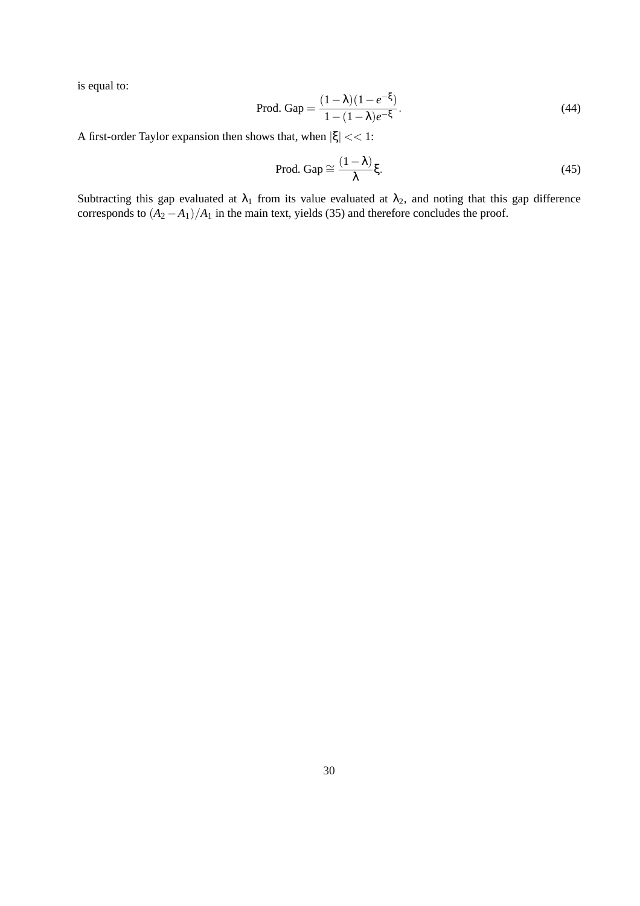is equal to:

$$\text{Prod. Gap} = \frac{(1-\lambda)(1-e^{-\xi})}{1-(1-\lambda)e^{-\xi}}. \tag{44}$$

A first-order Taylor expansion then shows that, when $|\xi| << 1$:

$$\text{Prod. Gap} \cong \frac{(1-\lambda)}{\lambda}\xi. \tag{45}$$

Subtracting this gap evaluated at $\lambda_1$ from its value evaluated at $\lambda_2$, and noting that this gap difference corresponds to $(A_2 - A_1)/A_1$ in the main text, yields (35) and therefore concludes the proof.